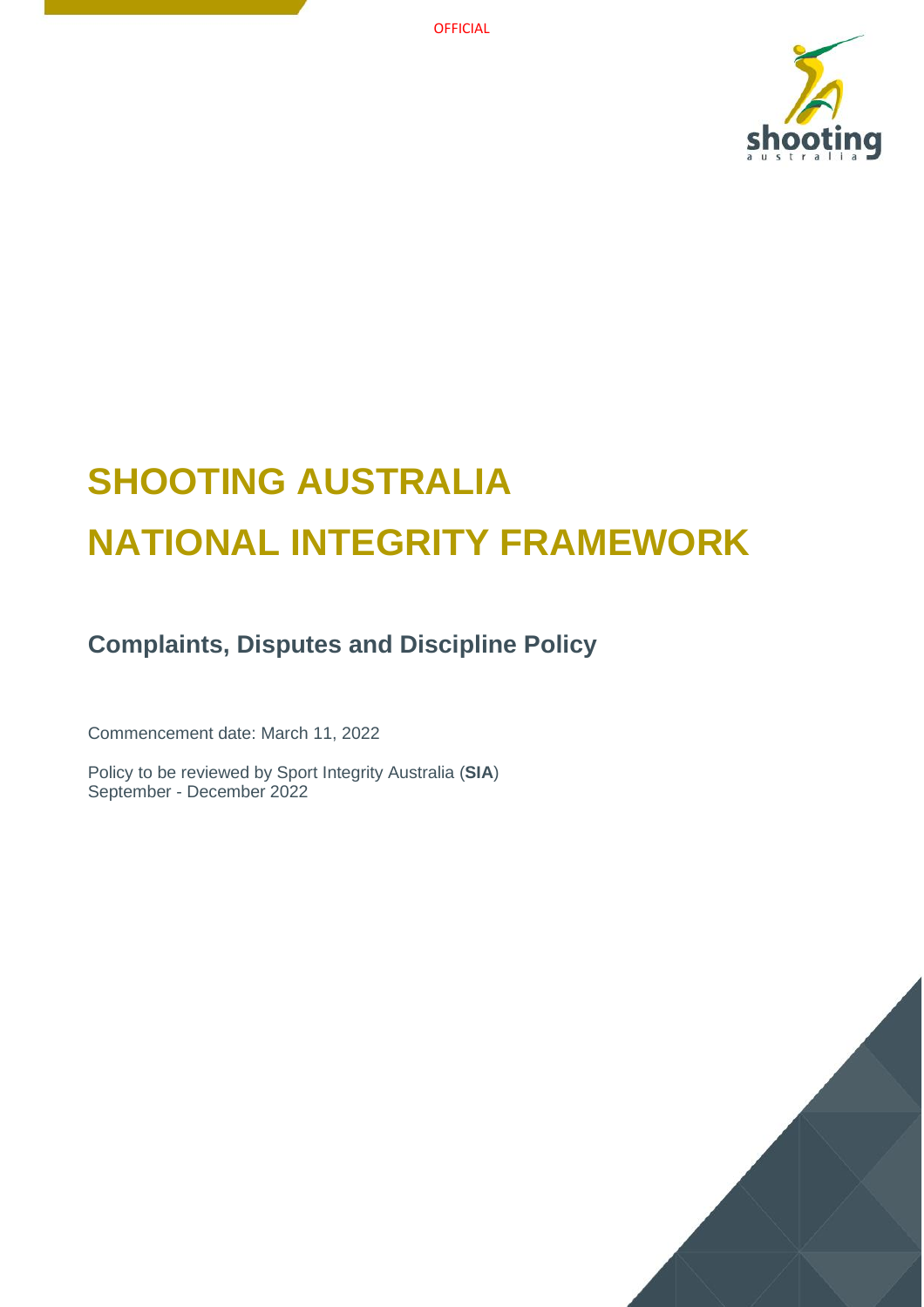OFFICIAL

# SHOOTING AUSTRALIA NATIONAL INTEGRITY FRAMEWORK

## Complaints, Disputes and Discipline Policy

Commencement date: March 11, 2022

Policy to be reviewed by Sport Integrity Australia (**SIA**)
September - December 2022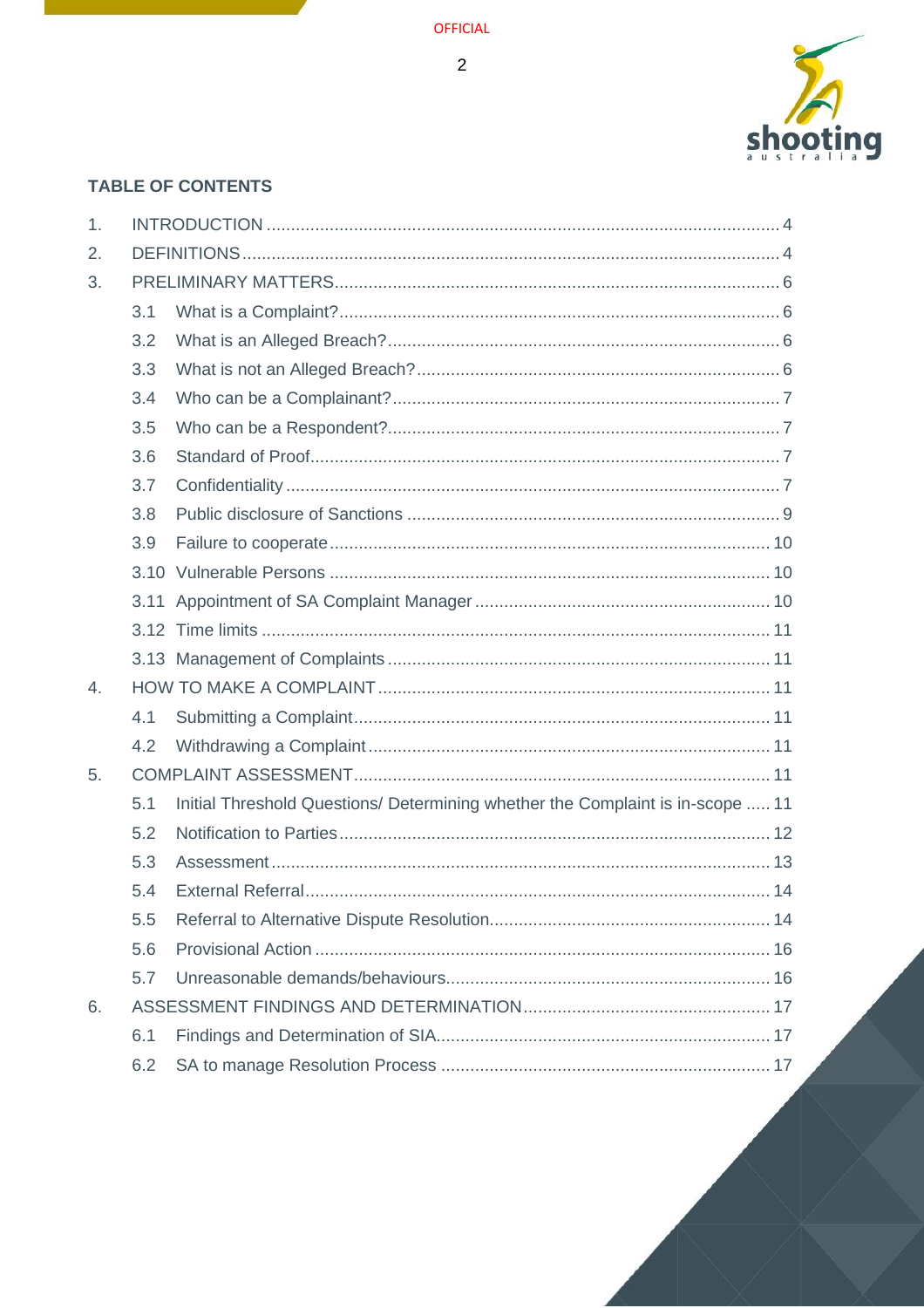## TABLE OF CONTENTS

1. INTRODUCTION ........................................................................................................ 4
2. DEFINITIONS ........................................................................................................... 4
3. PRELIMINARY MATTERS ......................................................................................... 6
   - 3.1 What is a Complaint? ......................................................................................... 6
   - 3.2 What is an Alleged Breach? ............................................................................... 6
   - 3.3 What is not an Alleged Breach? ......................................................................... 6
   - 3.4 Who can be a Complainant? ............................................................................... 7
   - 3.5 Who can be a Respondent? ................................................................................ 7
   - 3.6 Standard of Proof ............................................................................................... 7
   - 3.7 Confidentiality .................................................................................................... 7
   - 3.8 Public disclosure of Sanctions ........................................................................... 9
   - 3.9 Failure to cooperate .......................................................................................... 10
   - 3.10 Vulnerable Persons ......................................................................................... 10
   - 3.11 Appointment of SA Complaint Manager ........................................................... 10
   - 3.12 Time limits ...................................................................................................... 11
   - 3.13 Management of Complaints ............................................................................. 11
4. HOW TO MAKE A COMPLAINT ............................................................................... 11
   - 4.1 Submitting a Complaint ..................................................................................... 11
   - 4.2 Withdrawing a Complaint .................................................................................. 11
5. COMPLAINT ASSESSMENT ..................................................................................... 11
   - 5.1 Initial Threshold Questions/ Determining whether the Complaint is in-scope ..... 11
   - 5.2 Notification to Parties ........................................................................................ 12
   - 5.3 Assessment ...................................................................................................... 13
   - 5.4 External Referral ............................................................................................... 14
   - 5.5 Referral to Alternative Dispute Resolution ......................................................... 14
   - 5.6 Provisional Action ............................................................................................. 16
   - 5.7 Unreasonable demands/behaviours ................................................................... 16
6. ASSESSMENT FINDINGS AND DETERMINATION .................................................. 17
   - 6.1 Findings and Determination of SIA .................................................................... 17
   - 6.2 SA to manage Resolution Process .................................................................... 17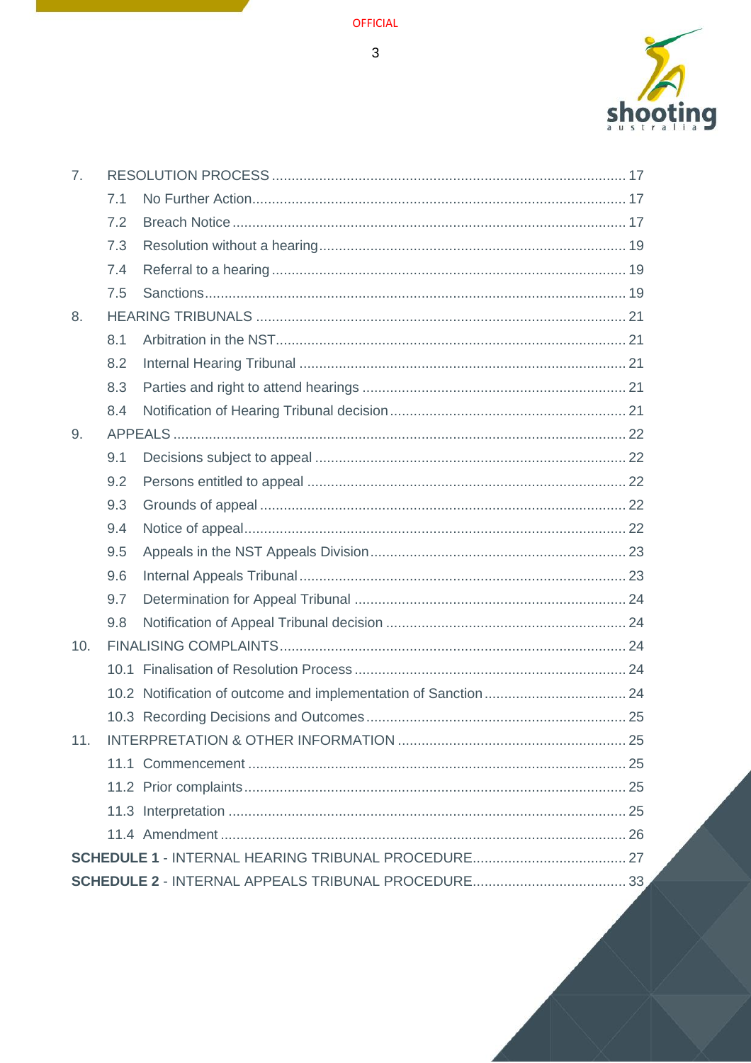7. RESOLUTION PROCESS ........................................................................................ 17
   - 7.1 No Further Action ................................................................................... 17
   - 7.2 Breach Notice ........................................................................................ 17
   - 7.3 Resolution without a hearing ................................................................. 19
   - 7.4 Referral to a hearing .............................................................................. 19
   - 7.5 Sanctions ................................................................................................ 19

8. HEARING TRIBUNALS ........................................................................................ 21
   - 8.1 Arbitration in the NST ............................................................................. 21
   - 8.2 Internal Hearing Tribunal ....................................................................... 21
   - 8.3 Parties and right to attend hearings ...................................................... 21
   - 8.4 Notification of Hearing Tribunal decision ............................................... 21

9. APPEALS .............................................................................................................. 22
   - 9.1 Decisions subject to appeal ................................................................... 22
   - 9.2 Persons entitled to appeal ..................................................................... 22
   - 9.3 Grounds of appeal .................................................................................. 22
   - 9.4 Notice of appeal ..................................................................................... 22
   - 9.5 Appeals in the NST Appeals Division ..................................................... 23
   - 9.6 Internal Appeals Tribunal ....................................................................... 23
   - 9.7 Determination for Appeal Tribunal ........................................................ 24
   - 9.8 Notification of Appeal Tribunal decision ............................................... 24

10. FINALISING COMPLAINTS .................................................................................. 24
    - 10.1 Finalisation of Resolution Process ........................................................ 24
    - 10.2 Notification of outcome and implementation of Sanction ..................... 24
    - 10.3 Recording Decisions and Outcomes ..................................................... 25

11. INTERPRETATION & OTHER INFORMATION ..................................................... 25
    - 11.1 Commencement ..................................................................................... 25
    - 11.2 Prior complaints ..................................................................................... 25
    - 11.3 Interpretation ......................................................................................... 25
    - 11.4 Amendment ........................................................................................... 26

**SCHEDULE 1** - INTERNAL HEARING TRIBUNAL PROCEDURE ............................ 27

**SCHEDULE 2** - INTERNAL APPEALS TRIBUNAL PROCEDURE ........................... 33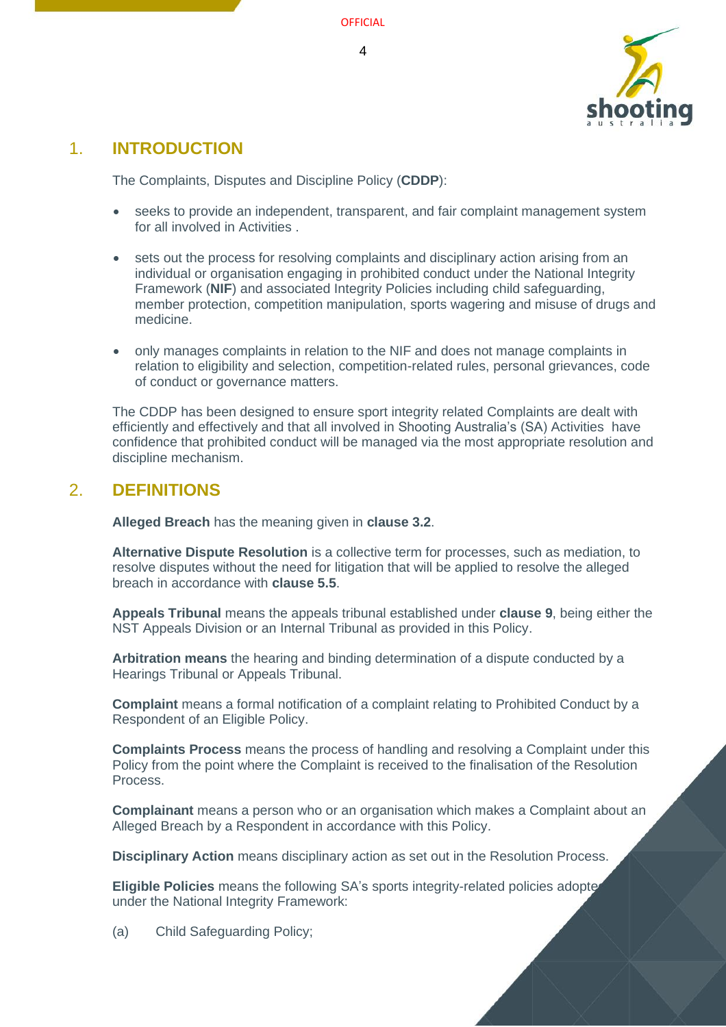## 1. INTRODUCTION

The Complaints, Disputes and Discipline Policy (**CDDP**):

- seeks to provide an independent, transparent, and fair complaint management system for all involved in Activities .
- sets out the process for resolving complaints and disciplinary action arising from an individual or organisation engaging in prohibited conduct under the National Integrity Framework (**NIF**) and associated Integrity Policies including child safeguarding, member protection, competition manipulation, sports wagering and misuse of drugs and medicine.
- only manages complaints in relation to the NIF and does not manage complaints in relation to eligibility and selection, competition-related rules, personal grievances, code of conduct or governance matters.

The CDDP has been designed to ensure sport integrity related Complaints are dealt with efficiently and effectively and that all involved in Shooting Australia's (SA) Activities have confidence that prohibited conduct will be managed via the most appropriate resolution and discipline mechanism.

## 2. DEFINITIONS

**Alleged Breach** has the meaning given in **clause 3.2**.

**Alternative Dispute Resolution** is a collective term for processes, such as mediation, to resolve disputes without the need for litigation that will be applied to resolve the alleged breach in accordance with **clause 5.5**.

**Appeals Tribunal** means the appeals tribunal established under **clause 9**, being either the NST Appeals Division or an Internal Tribunal as provided in this Policy.

**Arbitration means** the hearing and binding determination of a dispute conducted by a Hearings Tribunal or Appeals Tribunal.

**Complaint** means a formal notification of a complaint relating to Prohibited Conduct by a Respondent of an Eligible Policy.

**Complaints Process** means the process of handling and resolving a Complaint under this Policy from the point where the Complaint is received to the finalisation of the Resolution Process.

**Complainant** means a person who or an organisation which makes a Complaint about an Alleged Breach by a Respondent in accordance with this Policy.

**Disciplinary Action** means disciplinary action as set out in the Resolution Process.

**Eligible Policies** means the following SA's sports integrity-related policies adopted under the National Integrity Framework:

(a) Child Safeguarding Policy;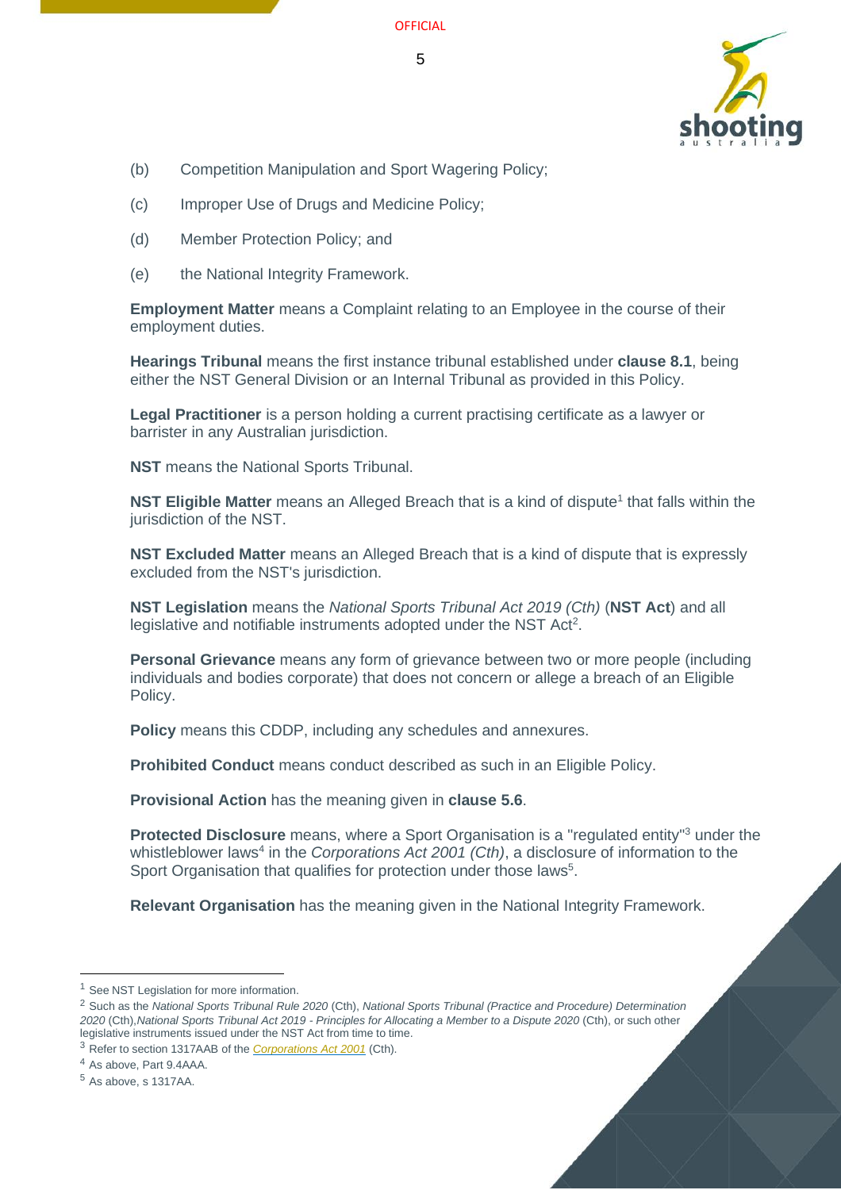(b) Competition Manipulation and Sport Wagering Policy;

(c) Improper Use of Drugs and Medicine Policy;

(d) Member Protection Policy; and

(e) the National Integrity Framework.

**Employment Matter** means a Complaint relating to an Employee in the course of their employment duties.

**Hearings Tribunal** means the first instance tribunal established under **clause 8.1**, being either the NST General Division or an Internal Tribunal as provided in this Policy.

**Legal Practitioner** is a person holding a current practising certificate as a lawyer or barrister in any Australian jurisdiction.

**NST** means the National Sports Tribunal.

**NST Eligible Matter** means an Alleged Breach that is a kind of dispute[1] that falls within the jurisdiction of the NST.

**NST Excluded Matter** means an Alleged Breach that is a kind of dispute that is expressly excluded from the NST's jurisdiction.

**NST Legislation** means the *National Sports Tribunal Act 2019 (Cth)* (**NST Act**) and all legislative and notifiable instruments adopted under the NST Act[2].

**Personal Grievance** means any form of grievance between two or more people (including individuals and bodies corporate) that does not concern or allege a breach of an Eligible Policy.

**Policy** means this CDDP, including any schedules and annexures.

**Prohibited Conduct** means conduct described as such in an Eligible Policy.

**Provisional Action** has the meaning given in **clause 5.6**.

**Protected Disclosure** means, where a Sport Organisation is a "regulated entity"[3] under the whistleblower laws[4] in the *Corporations Act 2001 (Cth)*, a disclosure of information to the Sport Organisation that qualifies for protection under those laws[5].

**Relevant Organisation** has the meaning given in the National Integrity Framework.

---

[1] See NST Legislation for more information.

[2] Such as the *National Sports Tribunal Rule 2020* (Cth), *National Sports Tribunal (Practice and Procedure) Determination 2020* (Cth),*National Sports Tribunal Act 2019 - Principles for Allocating a Member to a Dispute 2020* (Cth), or such other legislative instruments issued under the NST Act from time to time.

[3] Refer to section 1317AAB of the *Corporations Act 2001* (Cth).

[4] As above, Part 9.4AAA.

[5] As above, s 1317AA.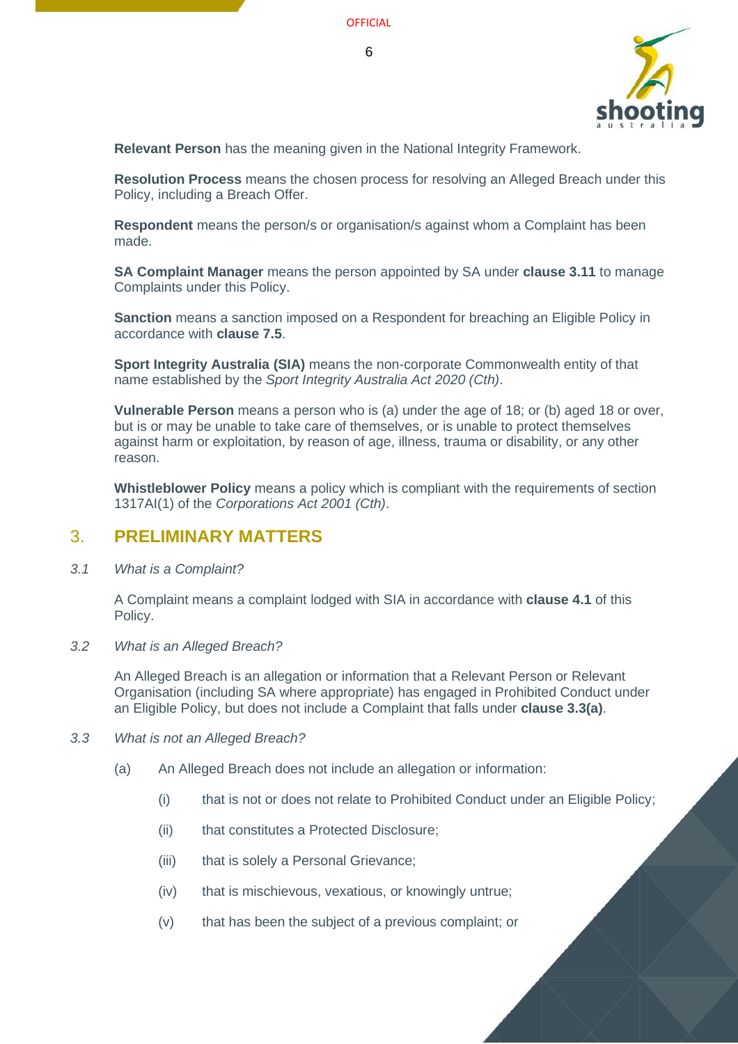**Relevant Person** has the meaning given in the National Integrity Framework.

**Resolution Process** means the chosen process for resolving an Alleged Breach under this Policy, including a Breach Offer.

**Respondent** means the person/s or organisation/s against whom a Complaint has been made.

**SA Complaint Manager** means the person appointed by SA under **clause 3.11** to manage Complaints under this Policy.

**Sanction** means a sanction imposed on a Respondent for breaching an Eligible Policy in accordance with **clause 7.5**.

**Sport Integrity Australia (SIA)** means the non-corporate Commonwealth entity of that name established by the *Sport Integrity Australia Act 2020 (Cth)*.

**Vulnerable Person** means a person who is (a) under the age of 18; or (b) aged 18 or over, but is or may be unable to take care of themselves, or is unable to protect themselves against harm or exploitation, by reason of age, illness, trauma or disability, or any other reason.

**Whistleblower Policy** means a policy which is compliant with the requirements of section 1317AI(1) of the *Corporations Act 2001 (Cth)*.

## 3. PRELIMINARY MATTERS

### 3.1 *What is a Complaint?*

A Complaint means a complaint lodged with SIA in accordance with **clause 4.1** of this Policy.

### 3.2 *What is an Alleged Breach?*

An Alleged Breach is an allegation or information that a Relevant Person or Relevant Organisation (including SA where appropriate) has engaged in Prohibited Conduct under an Eligible Policy, but does not include a Complaint that falls under **clause 3.3(a)**.

### 3.3 *What is not an Alleged Breach?*

(a) An Alleged Breach does not include an allegation or information:

(i) that is not or does not relate to Prohibited Conduct under an Eligible Policy;

(ii) that constitutes a Protected Disclosure;

(iii) that is solely a Personal Grievance;

(iv) that is mischievous, vexatious, or knowingly untrue;

(v) that has been the subject of a previous complaint; or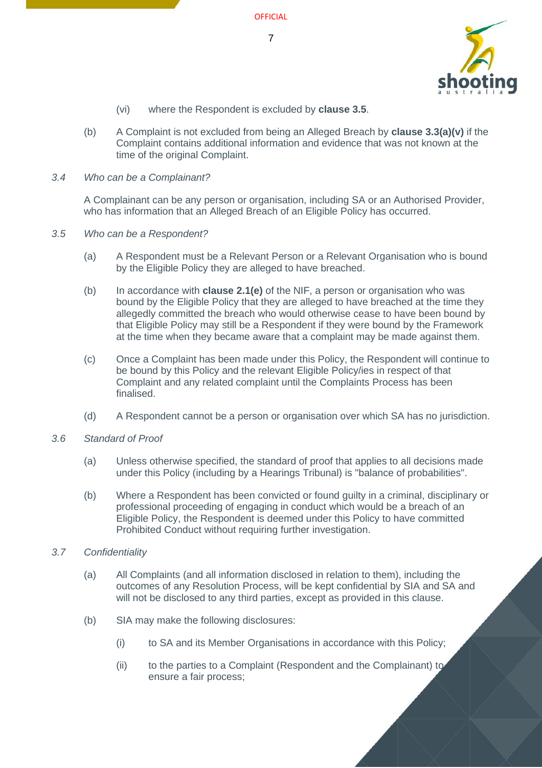(vi) where the Respondent is excluded by **clause 3.5**.

(b) A Complaint is not excluded from being an Alleged Breach by **clause 3.3(a)(v)** if the Complaint contains additional information and evidence that was not known at the time of the original Complaint.

### 3.4 *Who can be a Complainant?*

A Complainant can be any person or organisation, including SA or an Authorised Provider, who has information that an Alleged Breach of an Eligible Policy has occurred.

### 3.5 *Who can be a Respondent?*

(a) A Respondent must be a Relevant Person or a Relevant Organisation who is bound by the Eligible Policy they are alleged to have breached.

(b) In accordance with **clause 2.1(e)** of the NIF, a person or organisation who was bound by the Eligible Policy that they are alleged to have breached at the time they allegedly committed the breach who would otherwise cease to have been bound by that Eligible Policy may still be a Respondent if they were bound by the Framework at the time when they became aware that a complaint may be made against them.

(c) Once a Complaint has been made under this Policy, the Respondent will continue to be bound by this Policy and the relevant Eligible Policy/ies in respect of that Complaint and any related complaint until the Complaints Process has been finalised.

(d) A Respondent cannot be a person or organisation over which SA has no jurisdiction.

### 3.6 *Standard of Proof*

(a) Unless otherwise specified, the standard of proof that applies to all decisions made under this Policy (including by a Hearings Tribunal) is "balance of probabilities".

(b) Where a Respondent has been convicted or found guilty in a criminal, disciplinary or professional proceeding of engaging in conduct which would be a breach of an Eligible Policy, the Respondent is deemed under this Policy to have committed Prohibited Conduct without requiring further investigation.

### 3.7 *Confidentiality*

(a) All Complaints (and all information disclosed in relation to them), including the outcomes of any Resolution Process, will be kept confidential by SIA and SA and will not be disclosed to any third parties, except as provided in this clause.

(b) SIA may make the following disclosures:

(i) to SA and its Member Organisations in accordance with this Policy;

(ii) to the parties to a Complaint (Respondent and the Complainant) to ensure a fair process;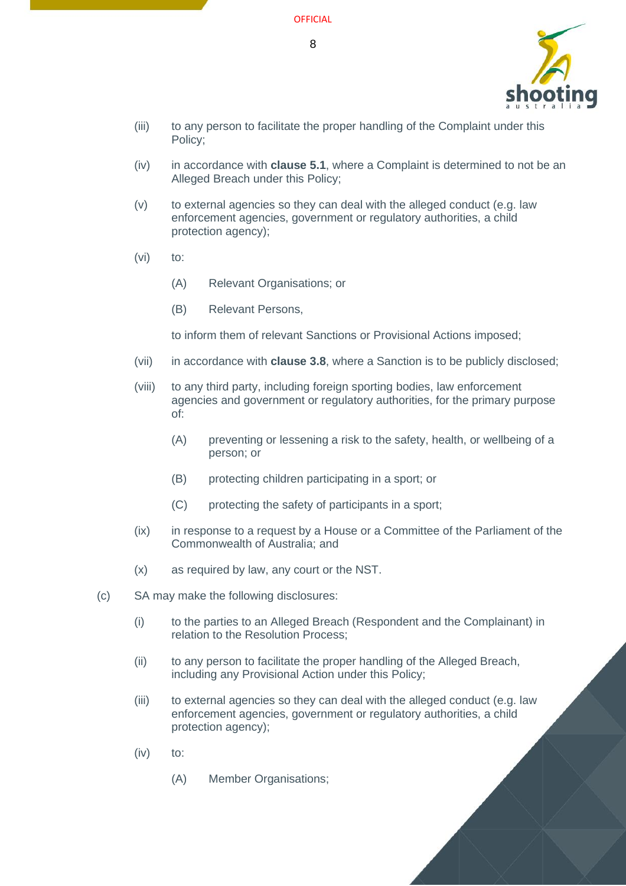(iii) to any person to facilitate the proper handling of the Complaint under this Policy;

(iv) in accordance with **clause 5.1**, where a Complaint is determined to not be an Alleged Breach under this Policy;

(v) to external agencies so they can deal with the alleged conduct (e.g. law enforcement agencies, government or regulatory authorities, a child protection agency);

(vi) to:

   (A) Relevant Organisations; or

   (B) Relevant Persons,

   to inform them of relevant Sanctions or Provisional Actions imposed;

(vii) in accordance with **clause 3.8**, where a Sanction is to be publicly disclosed;

(viii) to any third party, including foreign sporting bodies, law enforcement agencies and government or regulatory authorities, for the primary purpose of:

   (A) preventing or lessening a risk to the safety, health, or wellbeing of a person; or

   (B) protecting children participating in a sport; or

   (C) protecting the safety of participants in a sport;

(ix) in response to a request by a House or a Committee of the Parliament of the Commonwealth of Australia; and

(x) as required by law, any court or the NST.

(c) SA may make the following disclosures:

(i) to the parties to an Alleged Breach (Respondent and the Complainant) in relation to the Resolution Process;

(ii) to any person to facilitate the proper handling of the Alleged Breach, including any Provisional Action under this Policy;

(iii) to external agencies so they can deal with the alleged conduct (e.g. law enforcement agencies, government or regulatory authorities, a child protection agency);

(iv) to:

   (A) Member Organisations;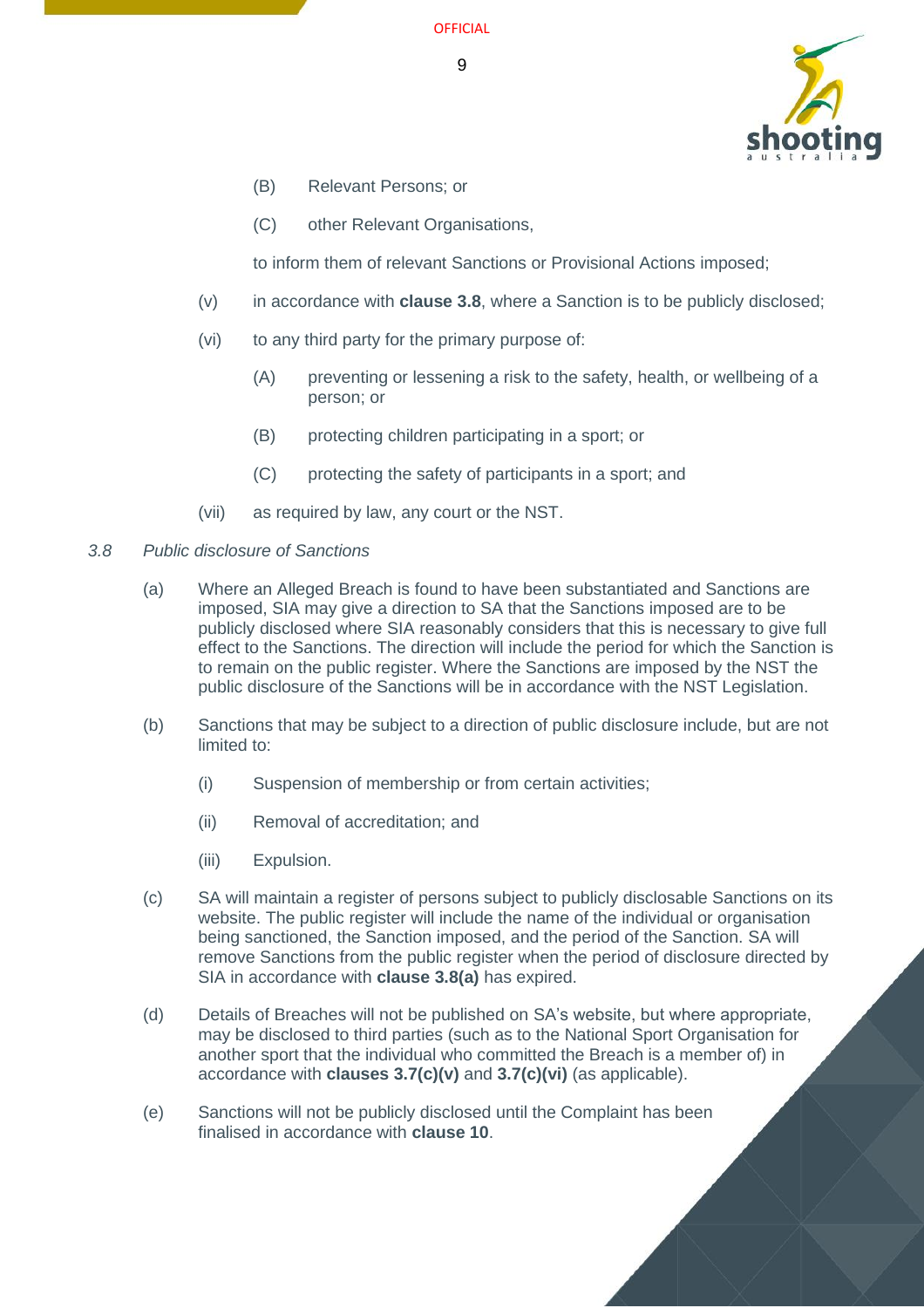(B) Relevant Persons; or

(C) other Relevant Organisations,

to inform them of relevant Sanctions or Provisional Actions imposed;

(v) in accordance with **clause 3.8**, where a Sanction is to be publicly disclosed;

(vi) to any third party for the primary purpose of:

(A) preventing or lessening a risk to the safety, health, or wellbeing of a person; or

(B) protecting children participating in a sport; or

(C) protecting the safety of participants in a sport; and

(vii) as required by law, any court or the NST.

*3.8 Public disclosure of Sanctions*

(a) Where an Alleged Breach is found to have been substantiated and Sanctions are imposed, SIA may give a direction to SA that the Sanctions imposed are to be publicly disclosed where SIA reasonably considers that this is necessary to give full effect to the Sanctions. The direction will include the period for which the Sanction is to remain on the public register. Where the Sanctions are imposed by the NST the public disclosure of the Sanctions will be in accordance with the NST Legislation.

(b) Sanctions that may be subject to a direction of public disclosure include, but are not limited to:

(i) Suspension of membership or from certain activities;

(ii) Removal of accreditation; and

(iii) Expulsion.

(c) SA will maintain a register of persons subject to publicly disclosable Sanctions on its website. The public register will include the name of the individual or organisation being sanctioned, the Sanction imposed, and the period of the Sanction. SA will remove Sanctions from the public register when the period of disclosure directed by SIA in accordance with **clause 3.8(a)** has expired.

(d) Details of Breaches will not be published on SA's website, but where appropriate, may be disclosed to third parties (such as to the National Sport Organisation for another sport that the individual who committed the Breach is a member of) in accordance with **clauses 3.7(c)(v)** and **3.7(c)(vi)** (as applicable).

(e) Sanctions will not be publicly disclosed until the Complaint has been finalised in accordance with **clause 10**.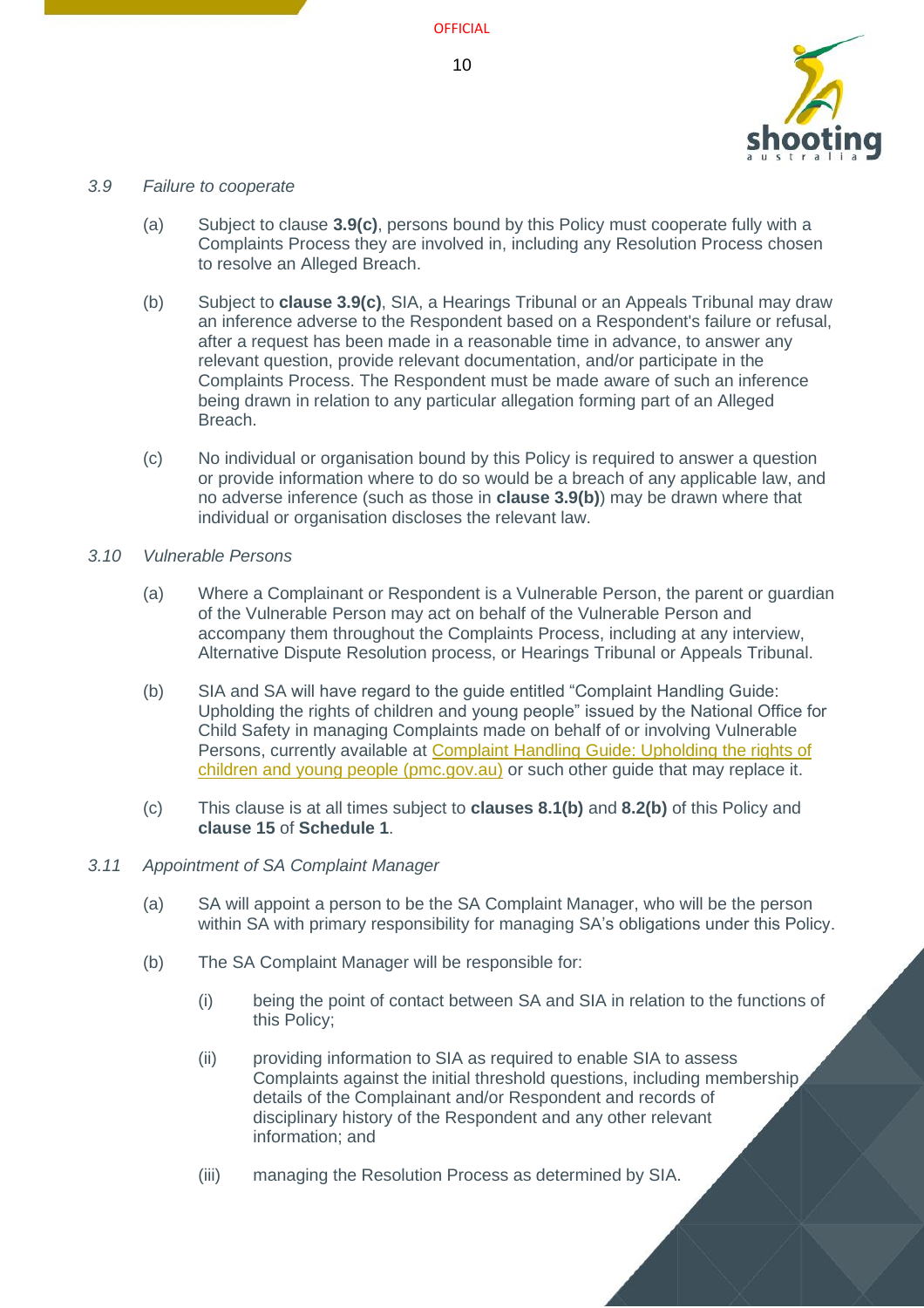*3.9 Failure to cooperate*

(a) Subject to clause **3.9(c)**, persons bound by this Policy must cooperate fully with a Complaints Process they are involved in, including any Resolution Process chosen to resolve an Alleged Breach.

(b) Subject to **clause 3.9(c)**, SIA, a Hearings Tribunal or an Appeals Tribunal may draw an inference adverse to the Respondent based on a Respondent's failure or refusal, after a request has been made in a reasonable time in advance, to answer any relevant question, provide relevant documentation, and/or participate in the Complaints Process. The Respondent must be made aware of such an inference being drawn in relation to any particular allegation forming part of an Alleged Breach.

(c) No individual or organisation bound by this Policy is required to answer a question or provide information where to do so would be a breach of any applicable law, and no adverse inference (such as those in **clause 3.9(b)**) may be drawn where that individual or organisation discloses the relevant law.

*3.10 Vulnerable Persons*

(a) Where a Complainant or Respondent is a Vulnerable Person, the parent or guardian of the Vulnerable Person may act on behalf of the Vulnerable Person and accompany them throughout the Complaints Process, including at any interview, Alternative Dispute Resolution process, or Hearings Tribunal or Appeals Tribunal.

(b) SIA and SA will have regard to the guide entitled "Complaint Handling Guide: Upholding the rights of children and young people" issued by the National Office for Child Safety in managing Complaints made on behalf of or involving Vulnerable Persons, currently available at [Complaint Handling Guide: Upholding the rights of children and young people (pmc.gov.au)] or such other guide that may replace it.

(c) This clause is at all times subject to **clauses 8.1(b)** and **8.2(b)** of this Policy and **clause 15** of **Schedule 1**.

*3.11 Appointment of SA Complaint Manager*

(a) SA will appoint a person to be the SA Complaint Manager, who will be the person within SA with primary responsibility for managing SA's obligations under this Policy.

(b) The SA Complaint Manager will be responsible for:

(i) being the point of contact between SA and SIA in relation to the functions of this Policy;

(ii) providing information to SIA as required to enable SIA to assess Complaints against the initial threshold questions, including membership details of the Complainant and/or Respondent and records of disciplinary history of the Respondent and any other relevant information; and

(iii) managing the Resolution Process as determined by SIA.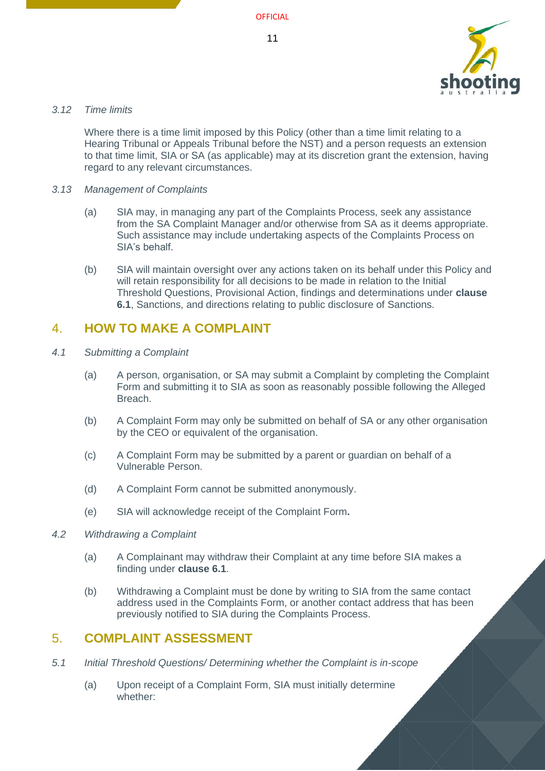*3.12 Time limits*

Where there is a time limit imposed by this Policy (other than a time limit relating to a Hearing Tribunal or Appeals Tribunal before the NST) and a person requests an extension to that time limit, SIA or SA (as applicable) may at its discretion grant the extension, having regard to any relevant circumstances.

*3.13 Management of Complaints*

(a) SIA may, in managing any part of the Complaints Process, seek any assistance from the SA Complaint Manager and/or otherwise from SA as it deems appropriate. Such assistance may include undertaking aspects of the Complaints Process on SIA's behalf.

(b) SIA will maintain oversight over any actions taken on its behalf under this Policy and will retain responsibility for all decisions to be made in relation to the Initial Threshold Questions, Provisional Action, findings and determinations under **clause 6.1**, Sanctions, and directions relating to public disclosure of Sanctions.

## 4. HOW TO MAKE A COMPLAINT

*4.1 Submitting a Complaint*

(a) A person, organisation, or SA may submit a Complaint by completing the Complaint Form and submitting it to SIA as soon as reasonably possible following the Alleged Breach.

(b) A Complaint Form may only be submitted on behalf of SA or any other organisation by the CEO or equivalent of the organisation.

(c) A Complaint Form may be submitted by a parent or guardian on behalf of a Vulnerable Person.

(d) A Complaint Form cannot be submitted anonymously.

(e) SIA will acknowledge receipt of the Complaint Form**.**

*4.2 Withdrawing a Complaint*

(a) A Complainant may withdraw their Complaint at any time before SIA makes a finding under **clause 6.1**.

(b) Withdrawing a Complaint must be done by writing to SIA from the same contact address used in the Complaints Form, or another contact address that has been previously notified to SIA during the Complaints Process.

## 5. COMPLAINT ASSESSMENT

*5.1 Initial Threshold Questions/ Determining whether the Complaint is in-scope*

(a) Upon receipt of a Complaint Form, SIA must initially determine whether: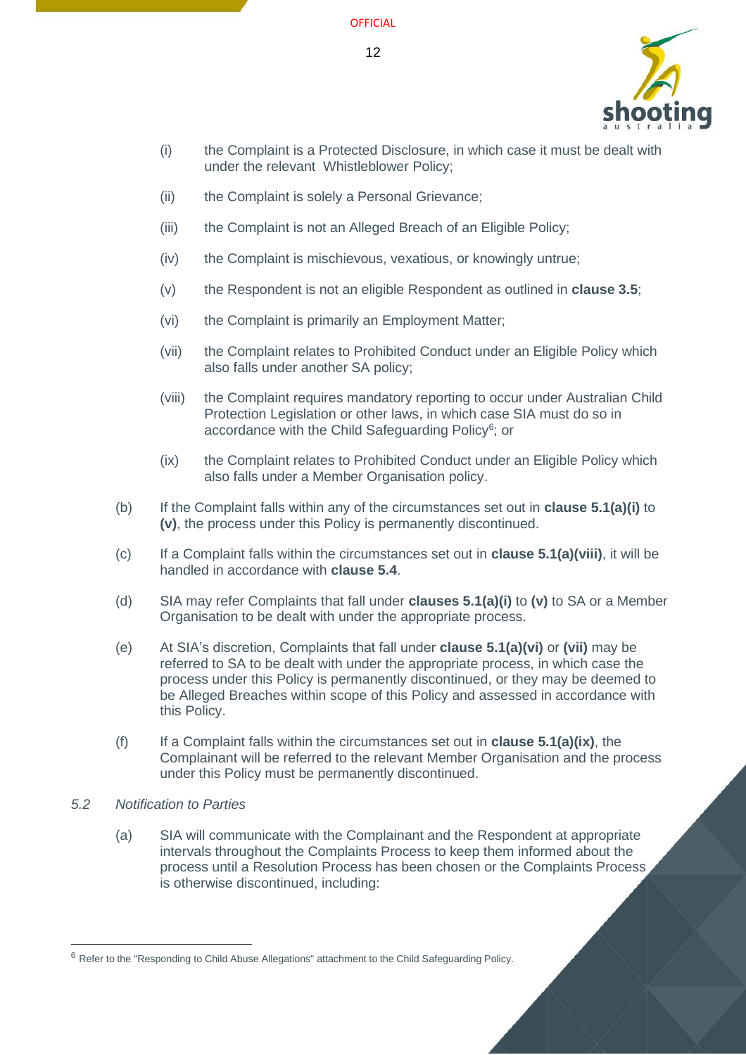(i) the Complaint is a Protected Disclosure, in which case it must be dealt with under the relevant Whistleblower Policy;

(ii) the Complaint is solely a Personal Grievance;

(iii) the Complaint is not an Alleged Breach of an Eligible Policy;

(iv) the Complaint is mischievous, vexatious, or knowingly untrue;

(v) the Respondent is not an eligible Respondent as outlined in **clause 3.5**;

(vi) the Complaint is primarily an Employment Matter;

(vii) the Complaint relates to Prohibited Conduct under an Eligible Policy which also falls under another SA policy;

(viii) the Complaint requires mandatory reporting to occur under Australian Child Protection Legislation or other laws, in which case SIA must do so in accordance with the Child Safeguarding Policy[6]; or

(ix) the Complaint relates to Prohibited Conduct under an Eligible Policy which also falls under a Member Organisation policy.

(b) If the Complaint falls within any of the circumstances set out in **clause 5.1(a)(i)** to **(v)**, the process under this Policy is permanently discontinued.

(c) If a Complaint falls within the circumstances set out in **clause 5.1(a)(viii)**, it will be handled in accordance with **clause 5.4**.

(d) SIA may refer Complaints that fall under **clauses 5.1(a)(i)** to **(v)** to SA or a Member Organisation to be dealt with under the appropriate process.

(e) At SIA's discretion, Complaints that fall under **clause 5.1(a)(vi)** or **(vii)** may be referred to SA to be dealt with under the appropriate process, in which case the process under this Policy is permanently discontinued, or they may be deemed to be Alleged Breaches within scope of this Policy and assessed in accordance with this Policy.

(f) If a Complaint falls within the circumstances set out in **clause 5.1(a)(ix)**, the Complainant will be referred to the relevant Member Organisation and the process under this Policy must be permanently discontinued.

*5.2 Notification to Parties*

(a) SIA will communicate with the Complainant and the Respondent at appropriate intervals throughout the Complaints Process to keep them informed about the process until a Resolution Process has been chosen or the Complaints Process is otherwise discontinued, including:

[6] Refer to the "Responding to Child Abuse Allegations" attachment to the Child Safeguarding Policy.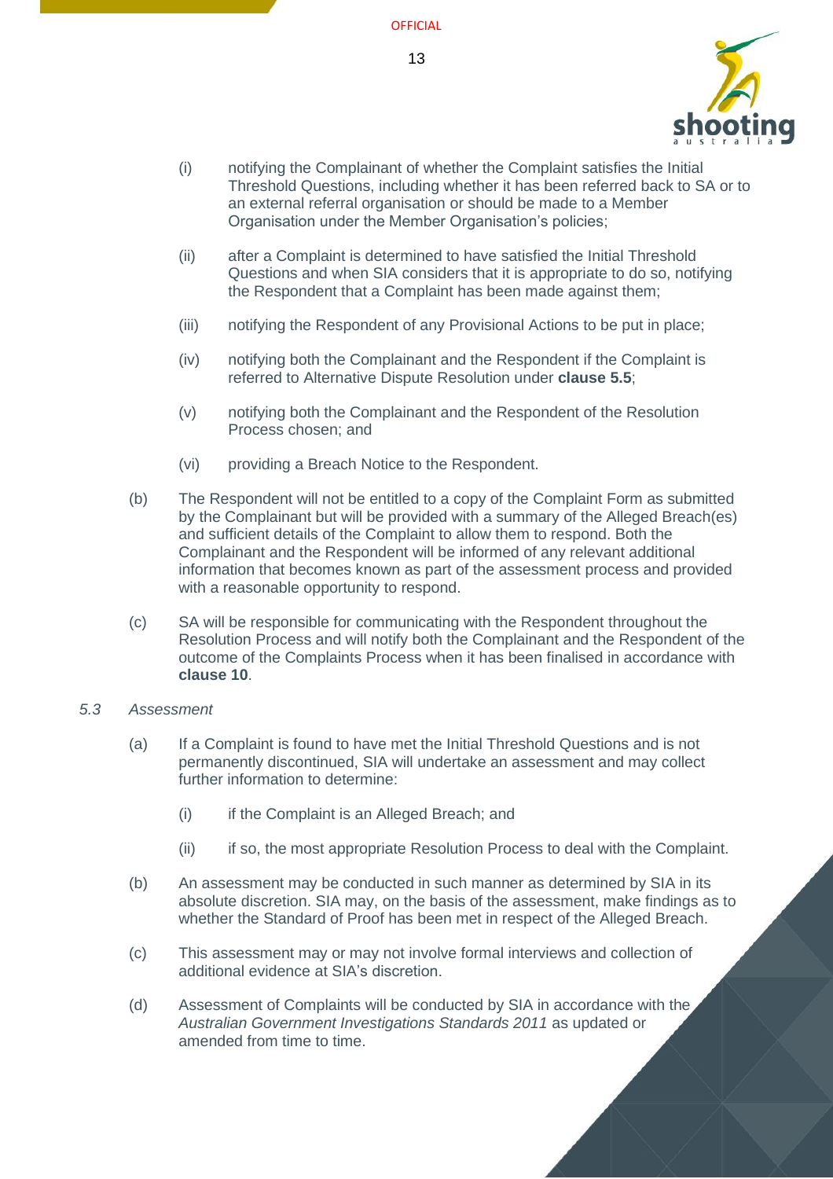(i) notifying the Complainant of whether the Complaint satisfies the Initial Threshold Questions, including whether it has been referred back to SA or to an external referral organisation or should be made to a Member Organisation under the Member Organisation's policies;

(ii) after a Complaint is determined to have satisfied the Initial Threshold Questions and when SIA considers that it is appropriate to do so, notifying the Respondent that a Complaint has been made against them;

(iii) notifying the Respondent of any Provisional Actions to be put in place;

(iv) notifying both the Complainant and the Respondent if the Complaint is referred to Alternative Dispute Resolution under **clause 5.5**;

(v) notifying both the Complainant and the Respondent of the Resolution Process chosen; and

(vi) providing a Breach Notice to the Respondent.

(b) The Respondent will not be entitled to a copy of the Complaint Form as submitted by the Complainant but will be provided with a summary of the Alleged Breach(es) and sufficient details of the Complaint to allow them to respond. Both the Complainant and the Respondent will be informed of any relevant additional information that becomes known as part of the assessment process and provided with a reasonable opportunity to respond.

(c) SA will be responsible for communicating with the Respondent throughout the Resolution Process and will notify both the Complainant and the Respondent of the outcome of the Complaints Process when it has been finalised in accordance with **clause 10**.

*5.3 Assessment*

(a) If a Complaint is found to have met the Initial Threshold Questions and is not permanently discontinued, SIA will undertake an assessment and may collect further information to determine:

(i) if the Complaint is an Alleged Breach; and

(ii) if so, the most appropriate Resolution Process to deal with the Complaint.

(b) An assessment may be conducted in such manner as determined by SIA in its absolute discretion. SIA may, on the basis of the assessment, make findings as to whether the Standard of Proof has been met in respect of the Alleged Breach.

(c) This assessment may or may not involve formal interviews and collection of additional evidence at SIA's discretion.

(d) Assessment of Complaints will be conducted by SIA in accordance with the *Australian Government Investigations Standards 2011* as updated or amended from time to time.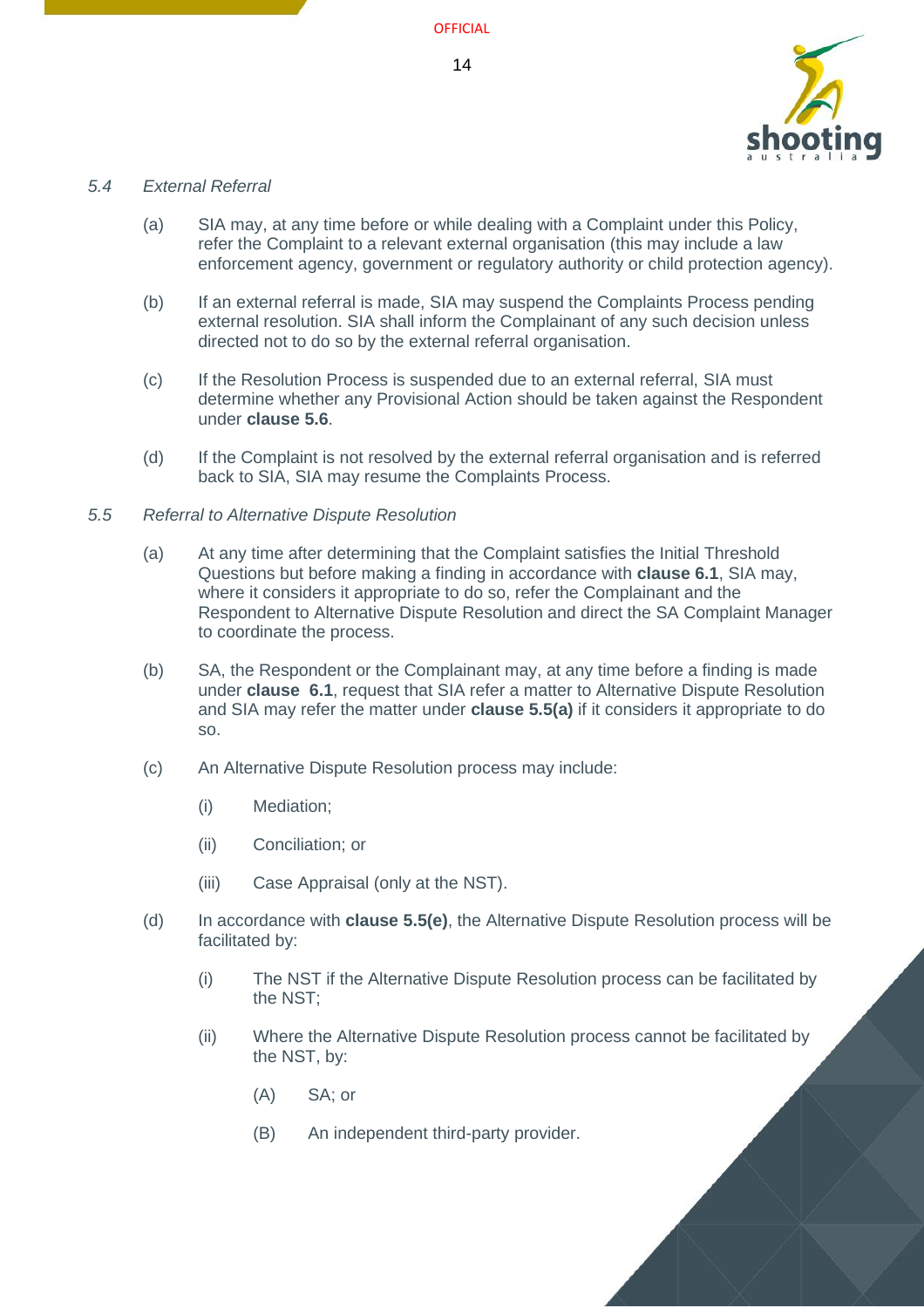*5.4 External Referral*

(a) SIA may, at any time before or while dealing with a Complaint under this Policy, refer the Complaint to a relevant external organisation (this may include a law enforcement agency, government or regulatory authority or child protection agency).

(b) If an external referral is made, SIA may suspend the Complaints Process pending external resolution. SIA shall inform the Complainant of any such decision unless directed not to do so by the external referral organisation.

(c) If the Resolution Process is suspended due to an external referral, SIA must determine whether any Provisional Action should be taken against the Respondent under **clause 5.6**.

(d) If the Complaint is not resolved by the external referral organisation and is referred back to SIA, SIA may resume the Complaints Process.

*5.5 Referral to Alternative Dispute Resolution*

(a) At any time after determining that the Complaint satisfies the Initial Threshold Questions but before making a finding in accordance with **clause 6.1**, SIA may, where it considers it appropriate to do so, refer the Complainant and the Respondent to Alternative Dispute Resolution and direct the SA Complaint Manager to coordinate the process.

(b) SA, the Respondent or the Complainant may, at any time before a finding is made under **clause 6.1**, request that SIA refer a matter to Alternative Dispute Resolution and SIA may refer the matter under **clause 5.5(a)** if it considers it appropriate to do so.

(c) An Alternative Dispute Resolution process may include:

  (i) Mediation;

  (ii) Conciliation; or

  (iii) Case Appraisal (only at the NST).

(d) In accordance with **clause 5.5(e)**, the Alternative Dispute Resolution process will be facilitated by:

  (i) The NST if the Alternative Dispute Resolution process can be facilitated by the NST;

  (ii) Where the Alternative Dispute Resolution process cannot be facilitated by the NST, by:

    (A) SA; or

    (B) An independent third-party provider.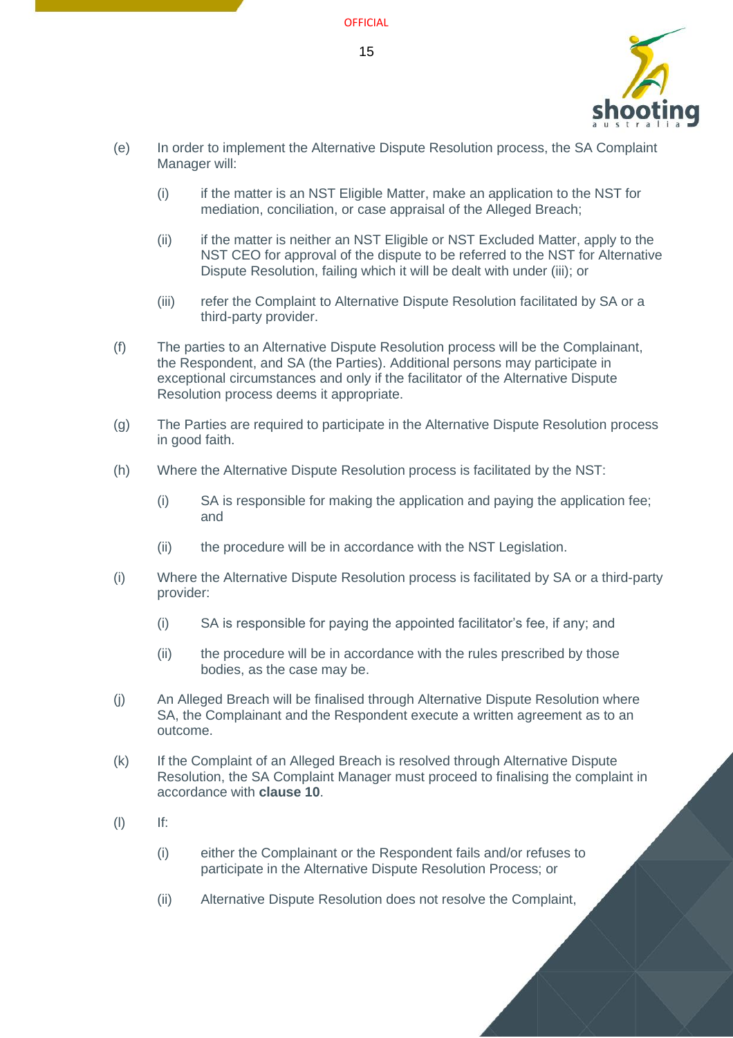(e) In order to implement the Alternative Dispute Resolution process, the SA Complaint Manager will:

   (i) if the matter is an NST Eligible Matter, make an application to the NST for mediation, conciliation, or case appraisal of the Alleged Breach;

   (ii) if the matter is neither an NST Eligible or NST Excluded Matter, apply to the NST CEO for approval of the dispute to be referred to the NST for Alternative Dispute Resolution, failing which it will be dealt with under (iii); or

   (iii) refer the Complaint to Alternative Dispute Resolution facilitated by SA or a third-party provider.

(f) The parties to an Alternative Dispute Resolution process will be the Complainant, the Respondent, and SA (the Parties). Additional persons may participate in exceptional circumstances and only if the facilitator of the Alternative Dispute Resolution process deems it appropriate.

(g) The Parties are required to participate in the Alternative Dispute Resolution process in good faith.

(h) Where the Alternative Dispute Resolution process is facilitated by the NST:

   (i) SA is responsible for making the application and paying the application fee; and

   (ii) the procedure will be in accordance with the NST Legislation.

(i) Where the Alternative Dispute Resolution process is facilitated by SA or a third-party provider:

   (i) SA is responsible for paying the appointed facilitator's fee, if any; and

   (ii) the procedure will be in accordance with the rules prescribed by those bodies, as the case may be.

(j) An Alleged Breach will be finalised through Alternative Dispute Resolution where SA, the Complainant and the Respondent execute a written agreement as to an outcome.

(k) If the Complaint of an Alleged Breach is resolved through Alternative Dispute Resolution, the SA Complaint Manager must proceed to finalising the complaint in accordance with **clause 10**.

(l) If:

   (i) either the Complainant or the Respondent fails and/or refuses to participate in the Alternative Dispute Resolution Process; or

   (ii) Alternative Dispute Resolution does not resolve the Complaint,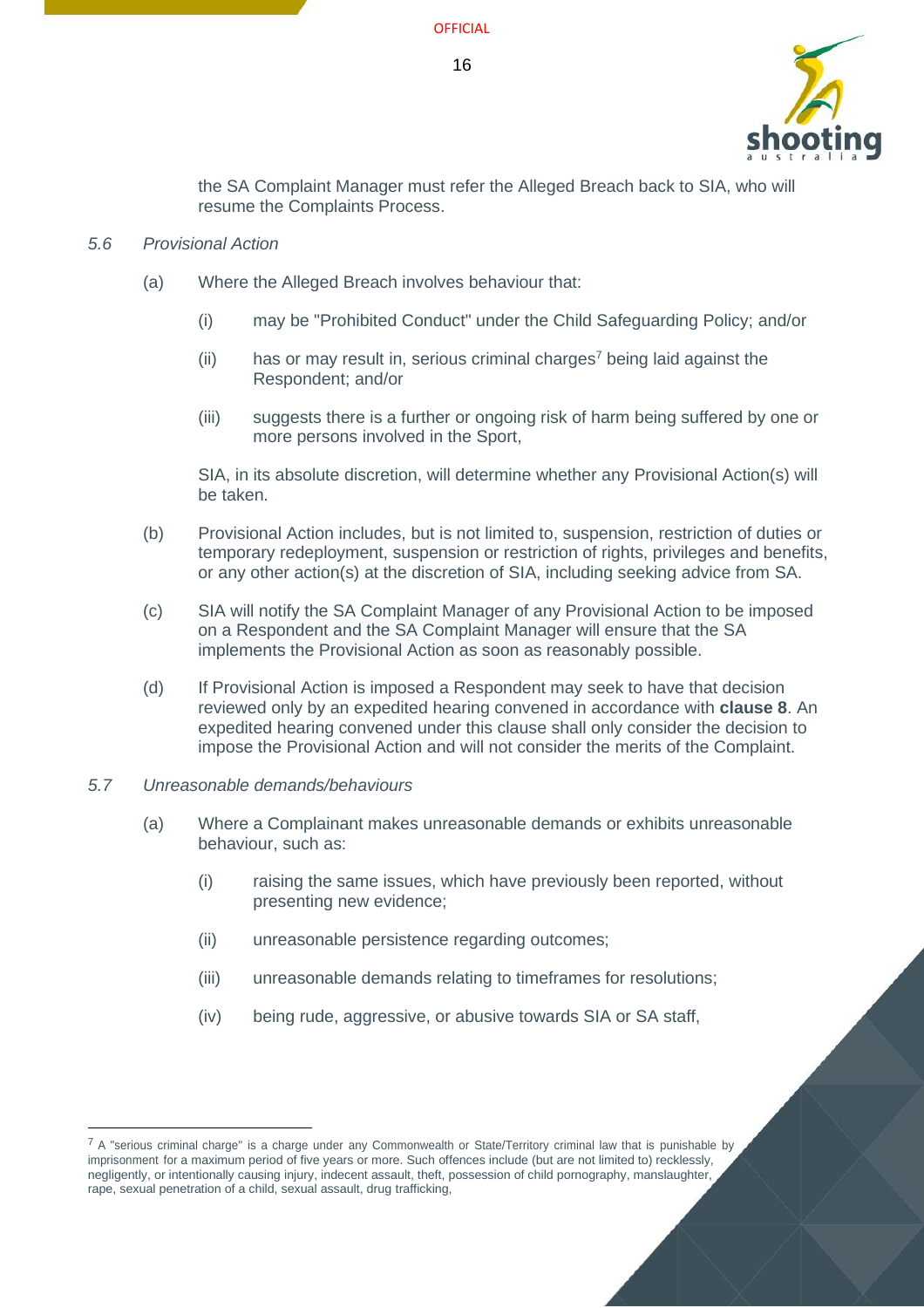the SA Complaint Manager must refer the Alleged Breach back to SIA, who will resume the Complaints Process.

*5.6 Provisional Action*

(a) Where the Alleged Breach involves behaviour that:

(i) may be "Prohibited Conduct" under the Child Safeguarding Policy; and/or

(ii) has or may result in, serious criminal charges[7] being laid against the Respondent; and/or

(iii) suggests there is a further or ongoing risk of harm being suffered by one or more persons involved in the Sport,

SIA, in its absolute discretion, will determine whether any Provisional Action(s) will be taken.

(b) Provisional Action includes, but is not limited to, suspension, restriction of duties or temporary redeployment, suspension or restriction of rights, privileges and benefits, or any other action(s) at the discretion of SIA, including seeking advice from SA.

(c) SIA will notify the SA Complaint Manager of any Provisional Action to be imposed on a Respondent and the SA Complaint Manager will ensure that the SA implements the Provisional Action as soon as reasonably possible.

(d) If Provisional Action is imposed a Respondent may seek to have that decision reviewed only by an expedited hearing convened in accordance with **clause 8**. An expedited hearing convened under this clause shall only consider the decision to impose the Provisional Action and will not consider the merits of the Complaint.

*5.7 Unreasonable demands/behaviours*

(a) Where a Complainant makes unreasonable demands or exhibits unreasonable behaviour, such as:

(i) raising the same issues, which have previously been reported, without presenting new evidence;

(ii) unreasonable persistence regarding outcomes;

(iii) unreasonable demands relating to timeframes for resolutions;

(iv) being rude, aggressive, or abusive towards SIA or SA staff,

---

[7] A "serious criminal charge" is a charge under any Commonwealth or State/Territory criminal law that is punishable by imprisonment for a maximum period of five years or more. Such offences include (but are not limited to) recklessly, negligently, or intentionally causing injury, indecent assault, theft, possession of child pornography, manslaughter, rape, sexual penetration of a child, sexual assault, drug trafficking,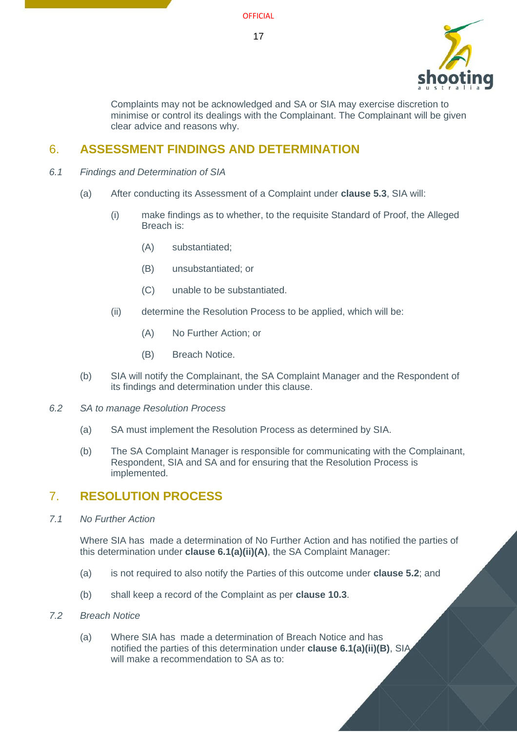Complaints may not be acknowledged and SA or SIA may exercise discretion to minimise or control its dealings with the Complainant. The Complainant will be given clear advice and reasons why.

## 6. ASSESSMENT FINDINGS AND DETERMINATION

*6.1 Findings and Determination of SIA*

(a) After conducting its Assessment of a Complaint under **clause 5.3**, SIA will:

(i) make findings as to whether, to the requisite Standard of Proof, the Alleged Breach is:

(A) substantiated;

(B) unsubstantiated; or

(C) unable to be substantiated.

(ii) determine the Resolution Process to be applied, which will be:

(A) No Further Action; or

(B) Breach Notice.

(b) SIA will notify the Complainant, the SA Complaint Manager and the Respondent of its findings and determination under this clause.

*6.2 SA to manage Resolution Process*

(a) SA must implement the Resolution Process as determined by SIA.

(b) The SA Complaint Manager is responsible for communicating with the Complainant, Respondent, SIA and SA and for ensuring that the Resolution Process is implemented.

## 7. RESOLUTION PROCESS

*7.1 No Further Action*

Where SIA has made a determination of No Further Action and has notified the parties of this determination under **clause 6.1(a)(ii)(A)**, the SA Complaint Manager:

(a) is not required to also notify the Parties of this outcome under **clause 5.2**; and

(b) shall keep a record of the Complaint as per **clause 10.3**.

*7.2 Breach Notice*

(a) Where SIA has made a determination of Breach Notice and has notified the parties of this determination under **clause 6.1(a)(ii)(B)**, SIA will make a recommendation to SA as to: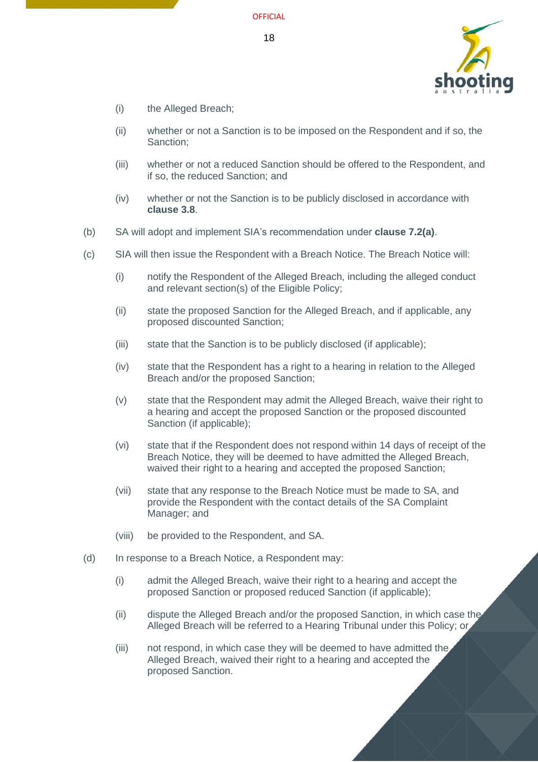(i) the Alleged Breach;

(ii) whether or not a Sanction is to be imposed on the Respondent and if so, the Sanction;

(iii) whether or not a reduced Sanction should be offered to the Respondent, and if so, the reduced Sanction; and

(iv) whether or not the Sanction is to be publicly disclosed in accordance with **clause 3.8**.

(b) SA will adopt and implement SIA's recommendation under **clause 7.2(a)**.

(c) SIA will then issue the Respondent with a Breach Notice. The Breach Notice will:

(i) notify the Respondent of the Alleged Breach, including the alleged conduct and relevant section(s) of the Eligible Policy;

(ii) state the proposed Sanction for the Alleged Breach, and if applicable, any proposed discounted Sanction;

(iii) state that the Sanction is to be publicly disclosed (if applicable);

(iv) state that the Respondent has a right to a hearing in relation to the Alleged Breach and/or the proposed Sanction;

(v) state that the Respondent may admit the Alleged Breach, waive their right to a hearing and accept the proposed Sanction or the proposed discounted Sanction (if applicable);

(vi) state that if the Respondent does not respond within 14 days of receipt of the Breach Notice, they will be deemed to have admitted the Alleged Breach, waived their right to a hearing and accepted the proposed Sanction;

(vii) state that any response to the Breach Notice must be made to SA, and provide the Respondent with the contact details of the SA Complaint Manager; and

(viii) be provided to the Respondent, and SA.

(d) In response to a Breach Notice, a Respondent may:

(i) admit the Alleged Breach, waive their right to a hearing and accept the proposed Sanction or proposed reduced Sanction (if applicable);

(ii) dispute the Alleged Breach and/or the proposed Sanction, in which case the Alleged Breach will be referred to a Hearing Tribunal under this Policy; or

(iii) not respond, in which case they will be deemed to have admitted the Alleged Breach, waived their right to a hearing and accepted the proposed Sanction.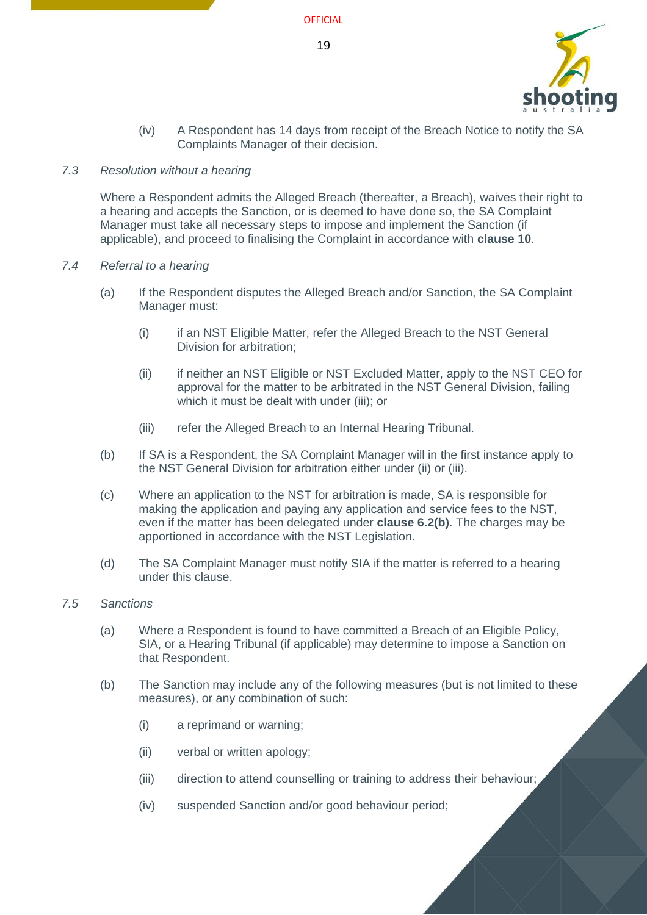(iv) A Respondent has 14 days from receipt of the Breach Notice to notify the SA Complaints Manager of their decision.

*7.3 Resolution without a hearing*

Where a Respondent admits the Alleged Breach (thereafter, a Breach), waives their right to a hearing and accepts the Sanction, or is deemed to have done so, the SA Complaint Manager must take all necessary steps to impose and implement the Sanction (if applicable), and proceed to finalising the Complaint in accordance with **clause 10**.

*7.4 Referral to a hearing*

(a) If the Respondent disputes the Alleged Breach and/or Sanction, the SA Complaint Manager must:

(i) if an NST Eligible Matter, refer the Alleged Breach to the NST General Division for arbitration;

(ii) if neither an NST Eligible or NST Excluded Matter, apply to the NST CEO for approval for the matter to be arbitrated in the NST General Division, failing which it must be dealt with under (iii); or

(iii) refer the Alleged Breach to an Internal Hearing Tribunal.

(b) If SA is a Respondent, the SA Complaint Manager will in the first instance apply to the NST General Division for arbitration either under (ii) or (iii).

(c) Where an application to the NST for arbitration is made, SA is responsible for making the application and paying any application and service fees to the NST, even if the matter has been delegated under **clause 6.2(b)**. The charges may be apportioned in accordance with the NST Legislation.

(d) The SA Complaint Manager must notify SIA if the matter is referred to a hearing under this clause.

*7.5 Sanctions*

(a) Where a Respondent is found to have committed a Breach of an Eligible Policy, SIA, or a Hearing Tribunal (if applicable) may determine to impose a Sanction on that Respondent.

(b) The Sanction may include any of the following measures (but is not limited to these measures), or any combination of such:

(i) a reprimand or warning;

(ii) verbal or written apology;

(iii) direction to attend counselling or training to address their behaviour;

(iv) suspended Sanction and/or good behaviour period;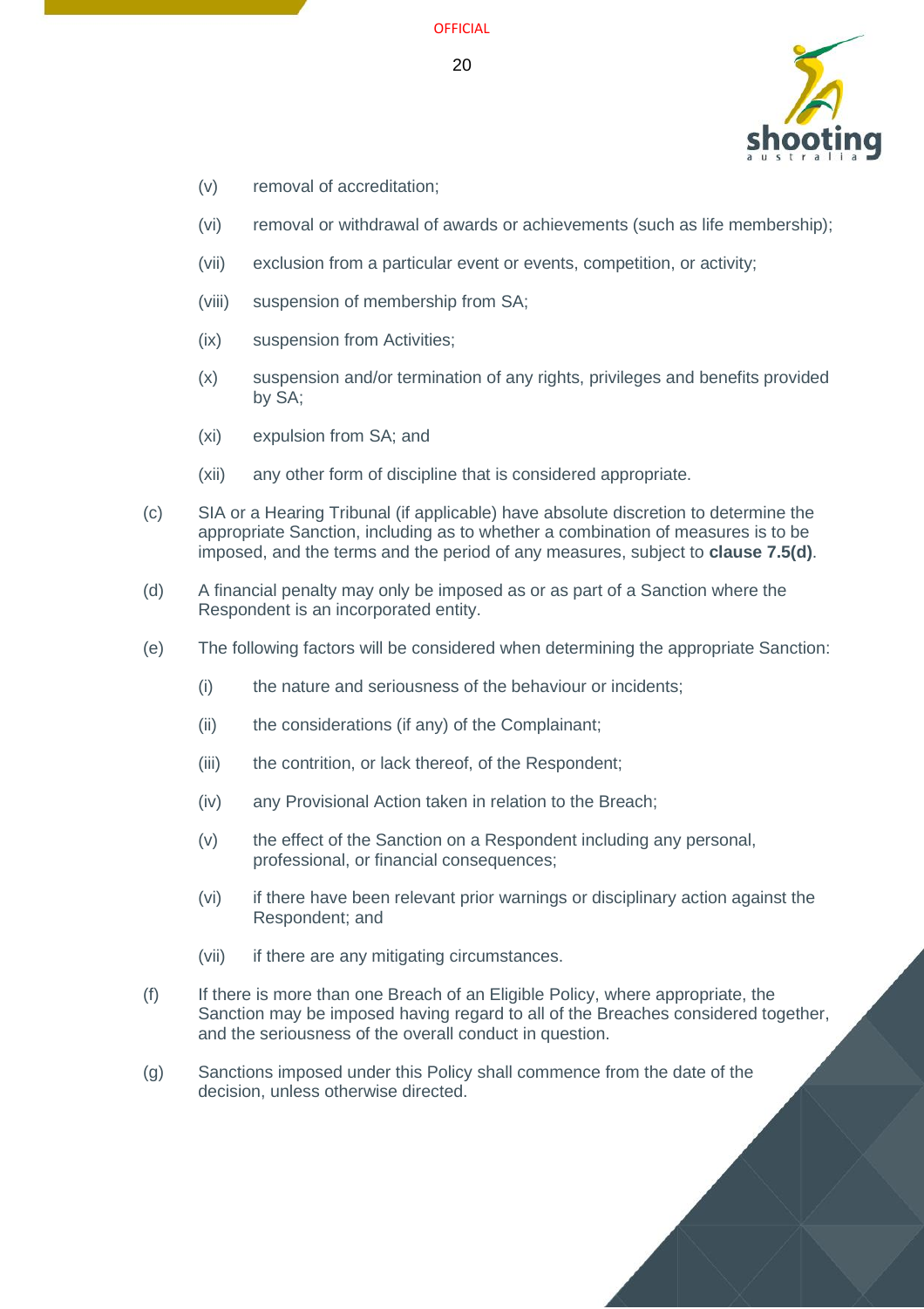(v) removal of accreditation;

(vi) removal or withdrawal of awards or achievements (such as life membership);

(vii) exclusion from a particular event or events, competition, or activity;

(viii) suspension of membership from SA;

(ix) suspension from Activities;

(x) suspension and/or termination of any rights, privileges and benefits provided by SA;

(xi) expulsion from SA; and

(xii) any other form of discipline that is considered appropriate.

(c) SIA or a Hearing Tribunal (if applicable) have absolute discretion to determine the appropriate Sanction, including as to whether a combination of measures is to be imposed, and the terms and the period of any measures, subject to **clause 7.5(d)**.

(d) A financial penalty may only be imposed as or as part of a Sanction where the Respondent is an incorporated entity.

(e) The following factors will be considered when determining the appropriate Sanction:

(i) the nature and seriousness of the behaviour or incidents;

(ii) the considerations (if any) of the Complainant;

(iii) the contrition, or lack thereof, of the Respondent;

(iv) any Provisional Action taken in relation to the Breach;

(v) the effect of the Sanction on a Respondent including any personal, professional, or financial consequences;

(vi) if there have been relevant prior warnings or disciplinary action against the Respondent; and

(vii) if there are any mitigating circumstances.

(f) If there is more than one Breach of an Eligible Policy, where appropriate, the Sanction may be imposed having regard to all of the Breaches considered together, and the seriousness of the overall conduct in question.

(g) Sanctions imposed under this Policy shall commence from the date of the decision, unless otherwise directed.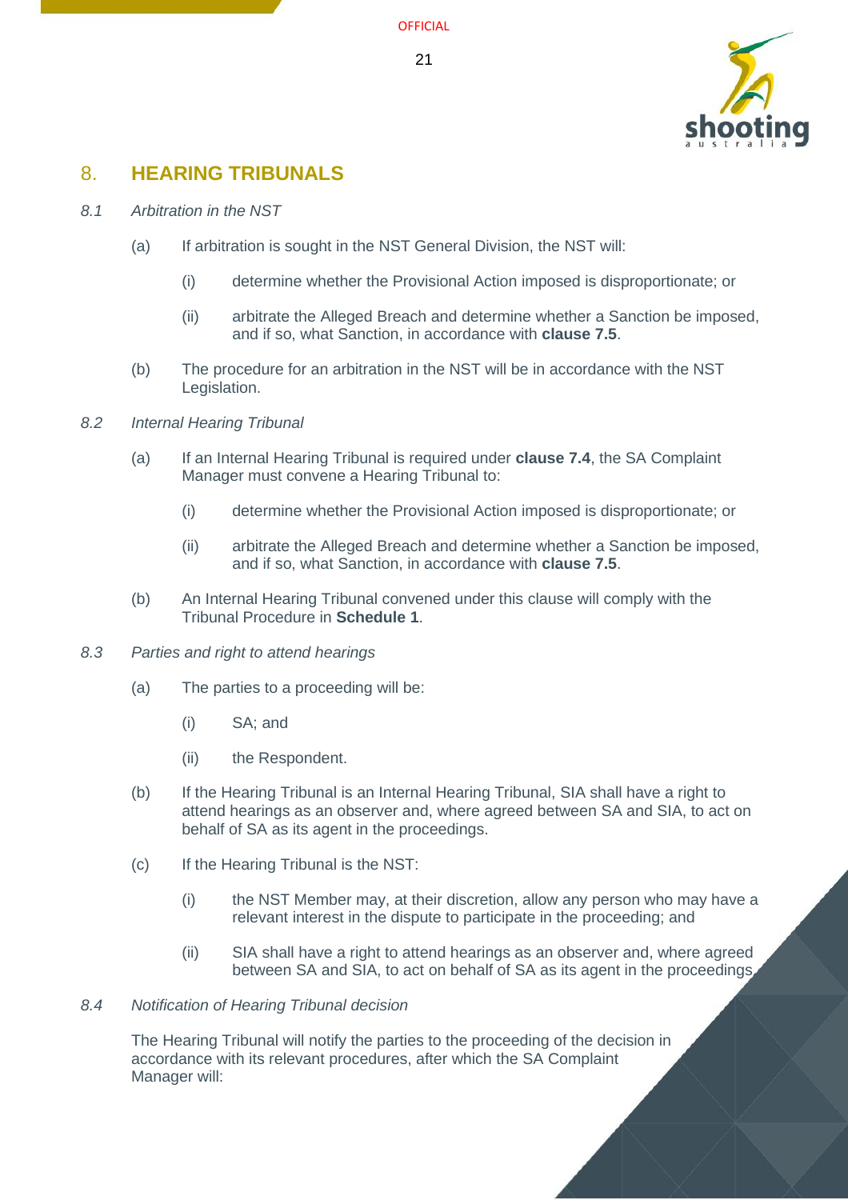## 8. HEARING TRIBUNALS

*8.1 Arbitration in the NST*

(a) If arbitration is sought in the NST General Division, the NST will:

(i) determine whether the Provisional Action imposed is disproportionate; or

(ii) arbitrate the Alleged Breach and determine whether a Sanction be imposed, and if so, what Sanction, in accordance with **clause 7.5**.

(b) The procedure for an arbitration in the NST will be in accordance with the NST Legislation.

*8.2 Internal Hearing Tribunal*

(a) If an Internal Hearing Tribunal is required under **clause 7.4**, the SA Complaint Manager must convene a Hearing Tribunal to:

(i) determine whether the Provisional Action imposed is disproportionate; or

(ii) arbitrate the Alleged Breach and determine whether a Sanction be imposed, and if so, what Sanction, in accordance with **clause 7.5**.

(b) An Internal Hearing Tribunal convened under this clause will comply with the Tribunal Procedure in **Schedule 1**.

*8.3 Parties and right to attend hearings*

(a) The parties to a proceeding will be:

(i) SA; and

(ii) the Respondent.

(b) If the Hearing Tribunal is an Internal Hearing Tribunal, SIA shall have a right to attend hearings as an observer and, where agreed between SA and SIA, to act on behalf of SA as its agent in the proceedings.

(c) If the Hearing Tribunal is the NST:

(i) the NST Member may, at their discretion, allow any person who may have a relevant interest in the dispute to participate in the proceeding; and

(ii) SIA shall have a right to attend hearings as an observer and, where agreed between SA and SIA, to act on behalf of SA as its agent in the proceedings.

*8.4 Notification of Hearing Tribunal decision*

The Hearing Tribunal will notify the parties to the proceeding of the decision in accordance with its relevant procedures, after which the SA Complaint Manager will: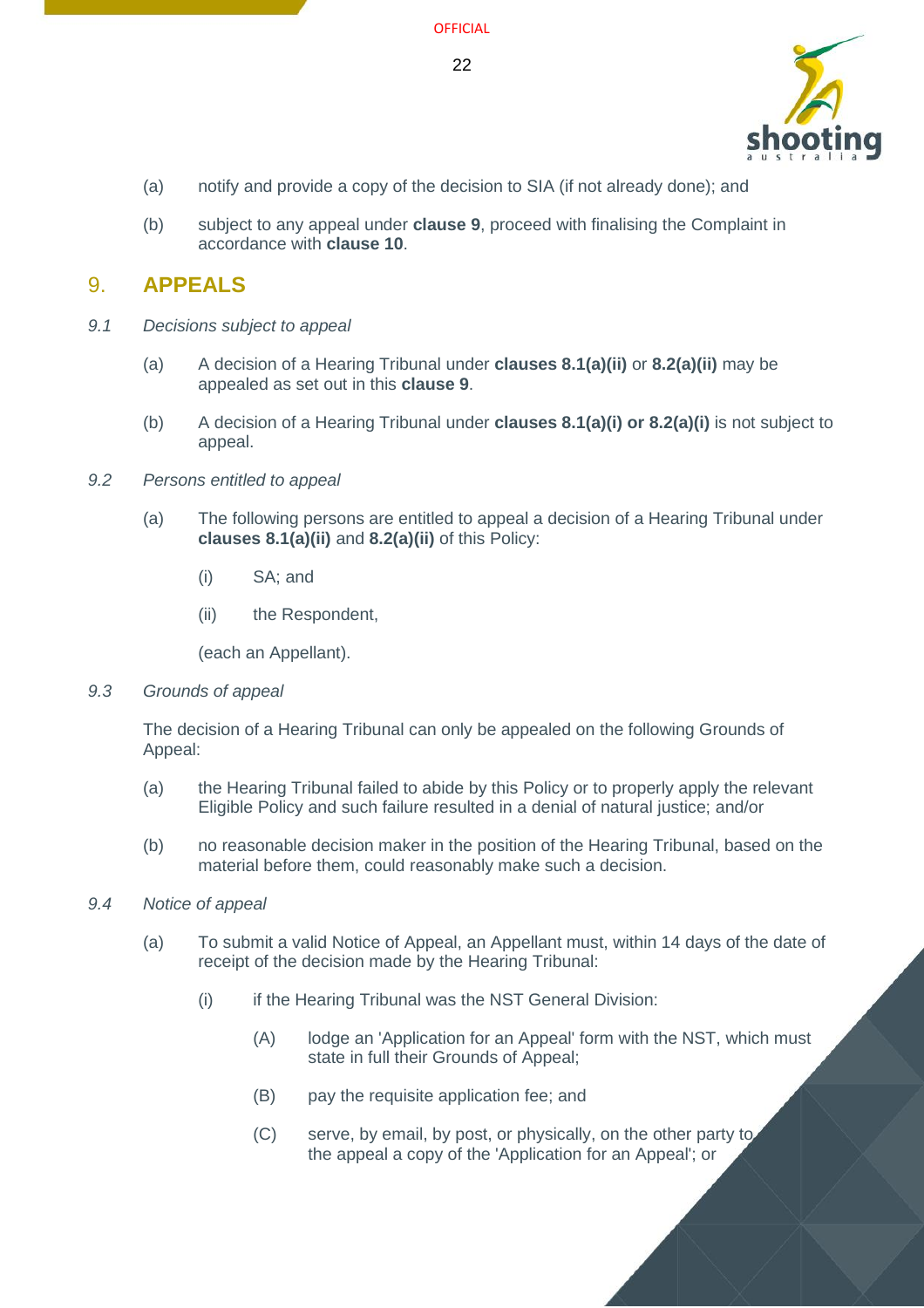(a) notify and provide a copy of the decision to SIA (if not already done); and

(b) subject to any appeal under **clause 9**, proceed with finalising the Complaint in accordance with **clause 10**.

## 9. APPEALS

*9.1 Decisions subject to appeal*

(a) A decision of a Hearing Tribunal under **clauses 8.1(a)(ii)** or **8.2(a)(ii)** may be appealed as set out in this **clause 9**.

(b) A decision of a Hearing Tribunal under **clauses 8.1(a)(i) or 8.2(a)(i)** is not subject to appeal.

*9.2 Persons entitled to appeal*

(a) The following persons are entitled to appeal a decision of a Hearing Tribunal under **clauses 8.1(a)(ii)** and **8.2(a)(ii)** of this Policy:

(i) SA; and

(ii) the Respondent,

(each an Appellant).

*9.3 Grounds of appeal*

The decision of a Hearing Tribunal can only be appealed on the following Grounds of Appeal:

(a) the Hearing Tribunal failed to abide by this Policy or to properly apply the relevant Eligible Policy and such failure resulted in a denial of natural justice; and/or

(b) no reasonable decision maker in the position of the Hearing Tribunal, based on the material before them, could reasonably make such a decision.

*9.4 Notice of appeal*

(a) To submit a valid Notice of Appeal, an Appellant must, within 14 days of the date of receipt of the decision made by the Hearing Tribunal:

(i) if the Hearing Tribunal was the NST General Division:

(A) lodge an 'Application for an Appeal' form with the NST, which must state in full their Grounds of Appeal;

(B) pay the requisite application fee; and

(C) serve, by email, by post, or physically, on the other party to the appeal a copy of the 'Application for an Appeal'; or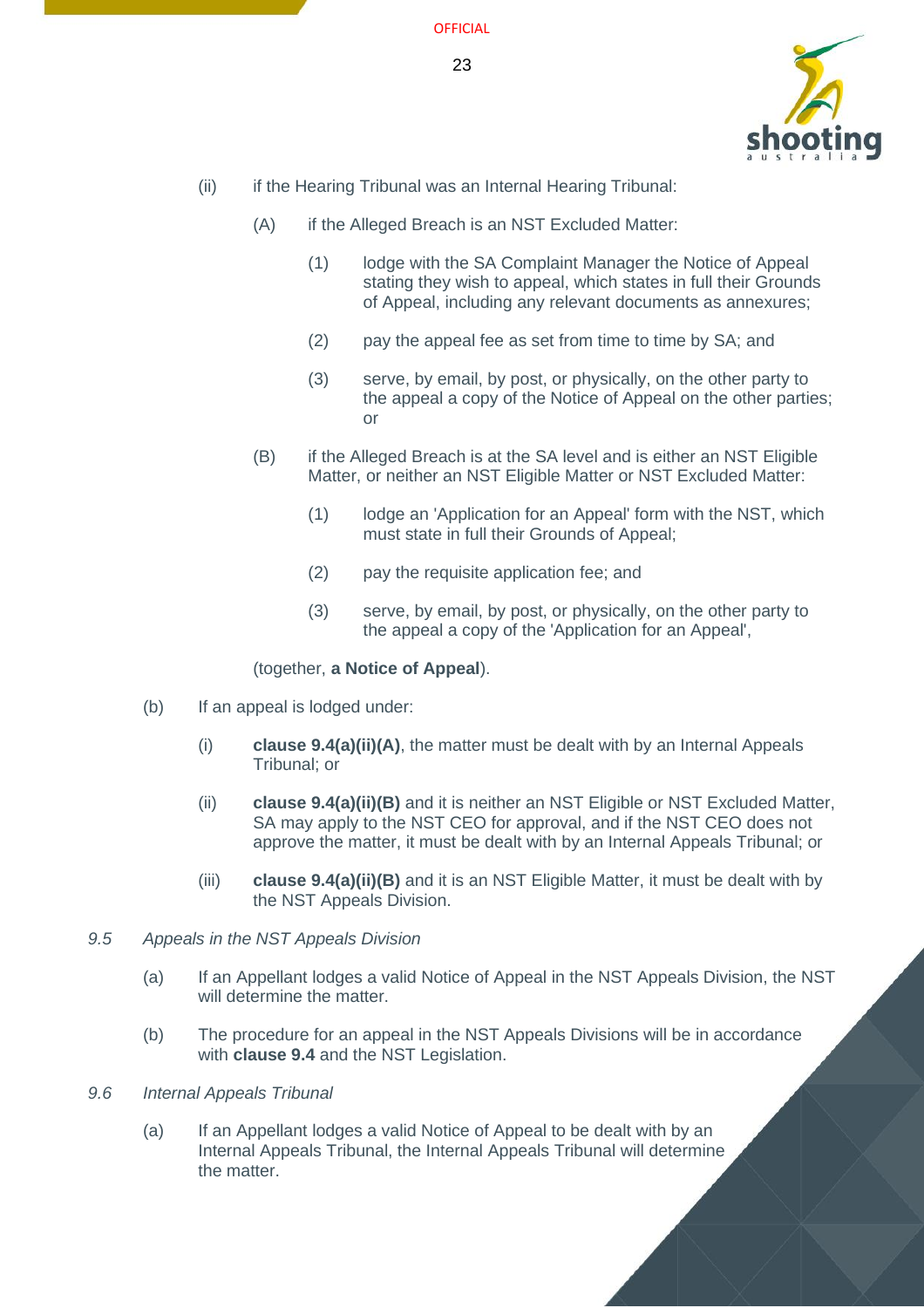(ii) if the Hearing Tribunal was an Internal Hearing Tribunal:

(A) if the Alleged Breach is an NST Excluded Matter:

(1) lodge with the SA Complaint Manager the Notice of Appeal stating they wish to appeal, which states in full their Grounds of Appeal, including any relevant documents as annexures;

(2) pay the appeal fee as set from time to time by SA; and

(3) serve, by email, by post, or physically, on the other party to the appeal a copy of the Notice of Appeal on the other parties; or

(B) if the Alleged Breach is at the SA level and is either an NST Eligible Matter, or neither an NST Eligible Matter or NST Excluded Matter:

(1) lodge an 'Application for an Appeal' form with the NST, which must state in full their Grounds of Appeal;

(2) pay the requisite application fee; and

(3) serve, by email, by post, or physically, on the other party to the appeal a copy of the 'Application for an Appeal',

(together, **a Notice of Appeal**).

(b) If an appeal is lodged under:

(i) **clause 9.4(a)(ii)(A)**, the matter must be dealt with by an Internal Appeals Tribunal; or

(ii) **clause 9.4(a)(ii)(B)** and it is neither an NST Eligible or NST Excluded Matter, SA may apply to the NST CEO for approval, and if the NST CEO does not approve the matter, it must be dealt with by an Internal Appeals Tribunal; or

(iii) **clause 9.4(a)(ii)(B)** and it is an NST Eligible Matter, it must be dealt with by the NST Appeals Division.

*9.5 Appeals in the NST Appeals Division*

(a) If an Appellant lodges a valid Notice of Appeal in the NST Appeals Division, the NST will determine the matter.

(b) The procedure for an appeal in the NST Appeals Divisions will be in accordance with **clause 9.4** and the NST Legislation.

*9.6 Internal Appeals Tribunal*

(a) If an Appellant lodges a valid Notice of Appeal to be dealt with by an Internal Appeals Tribunal, the Internal Appeals Tribunal will determine the matter.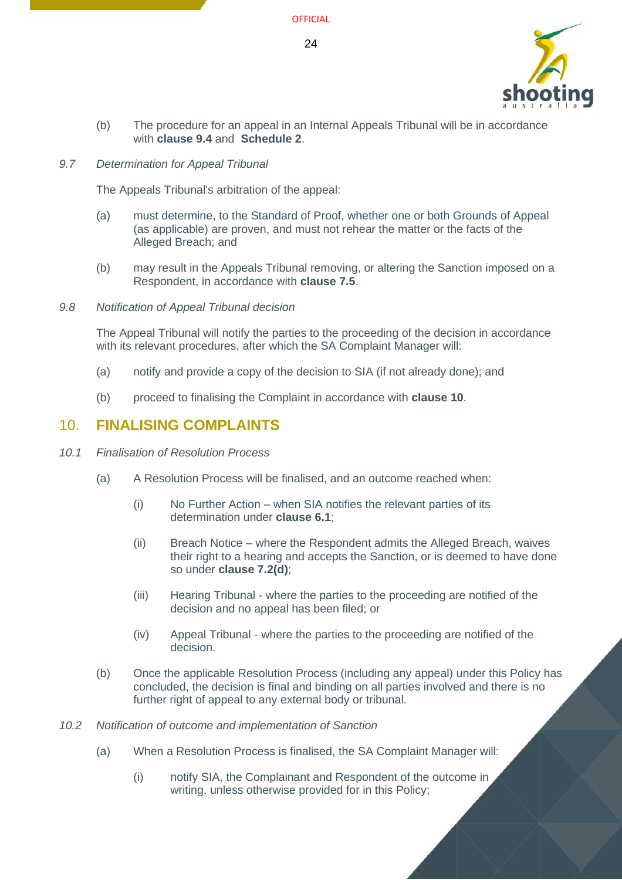(b) The procedure for an appeal in an Internal Appeals Tribunal will be in accordance with **clause 9.4** and **Schedule 2**.

*9.7 Determination for Appeal Tribunal*

The Appeals Tribunal's arbitration of the appeal:

(a) must determine, to the Standard of Proof, whether one or both Grounds of Appeal (as applicable) are proven, and must not rehear the matter or the facts of the Alleged Breach; and

(b) may result in the Appeals Tribunal removing, or altering the Sanction imposed on a Respondent, in accordance with **clause 7.5**.

*9.8 Notification of Appeal Tribunal decision*

The Appeal Tribunal will notify the parties to the proceeding of the decision in accordance with its relevant procedures, after which the SA Complaint Manager will:

(a) notify and provide a copy of the decision to SIA (if not already done); and

(b) proceed to finalising the Complaint in accordance with **clause 10**.

## 10. FINALISING COMPLAINTS

*10.1 Finalisation of Resolution Process*

(a) A Resolution Process will be finalised, and an outcome reached when:

(i) No Further Action – when SIA notifies the relevant parties of its determination under **clause 6.1**;

(ii) Breach Notice – where the Respondent admits the Alleged Breach, waives their right to a hearing and accepts the Sanction, or is deemed to have done so under **clause 7.2(d)**;

(iii) Hearing Tribunal - where the parties to the proceeding are notified of the decision and no appeal has been filed; or

(iv) Appeal Tribunal - where the parties to the proceeding are notified of the decision.

(b) Once the applicable Resolution Process (including any appeal) under this Policy has concluded, the decision is final and binding on all parties involved and there is no further right of appeal to any external body or tribunal.

*10.2 Notification of outcome and implementation of Sanction*

(a) When a Resolution Process is finalised, the SA Complaint Manager will:

(i) notify SIA, the Complainant and Respondent of the outcome in writing, unless otherwise provided for in this Policy;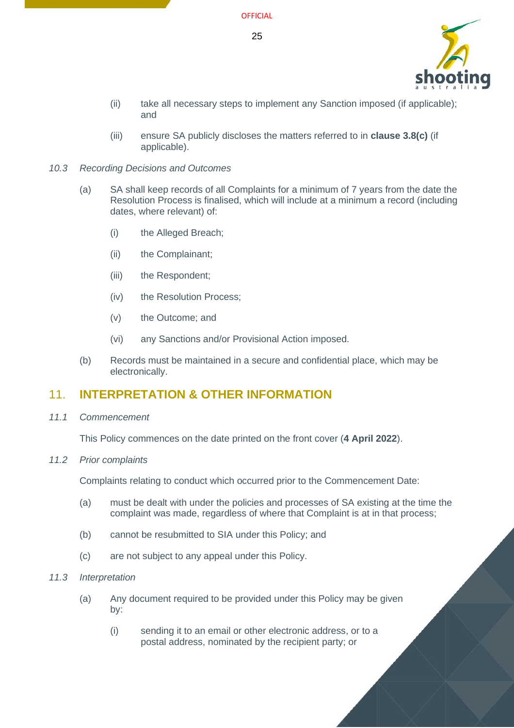(ii) take all necessary steps to implement any Sanction imposed (if applicable); and

(iii) ensure SA publicly discloses the matters referred to in **clause 3.8(c)** (if applicable).

*10.3 Recording Decisions and Outcomes*

(a) SA shall keep records of all Complaints for a minimum of 7 years from the date the Resolution Process is finalised, which will include at a minimum a record (including dates, where relevant) of:

(i) the Alleged Breach;

(ii) the Complainant;

(iii) the Respondent;

(iv) the Resolution Process;

(v) the Outcome; and

(vi) any Sanctions and/or Provisional Action imposed.

(b) Records must be maintained in a secure and confidential place, which may be electronically.

## 11. INTERPRETATION & OTHER INFORMATION

*11.1 Commencement*

This Policy commences on the date printed on the front cover (**4 April 2022**).

*11.2 Prior complaints*

Complaints relating to conduct which occurred prior to the Commencement Date:

(a) must be dealt with under the policies and processes of SA existing at the time the complaint was made, regardless of where that Complaint is at in that process;

(b) cannot be resubmitted to SIA under this Policy; and

(c) are not subject to any appeal under this Policy.

*11.3 Interpretation*

(a) Any document required to be provided under this Policy may be given by:

(i) sending it to an email or other electronic address, or to a postal address, nominated by the recipient party; or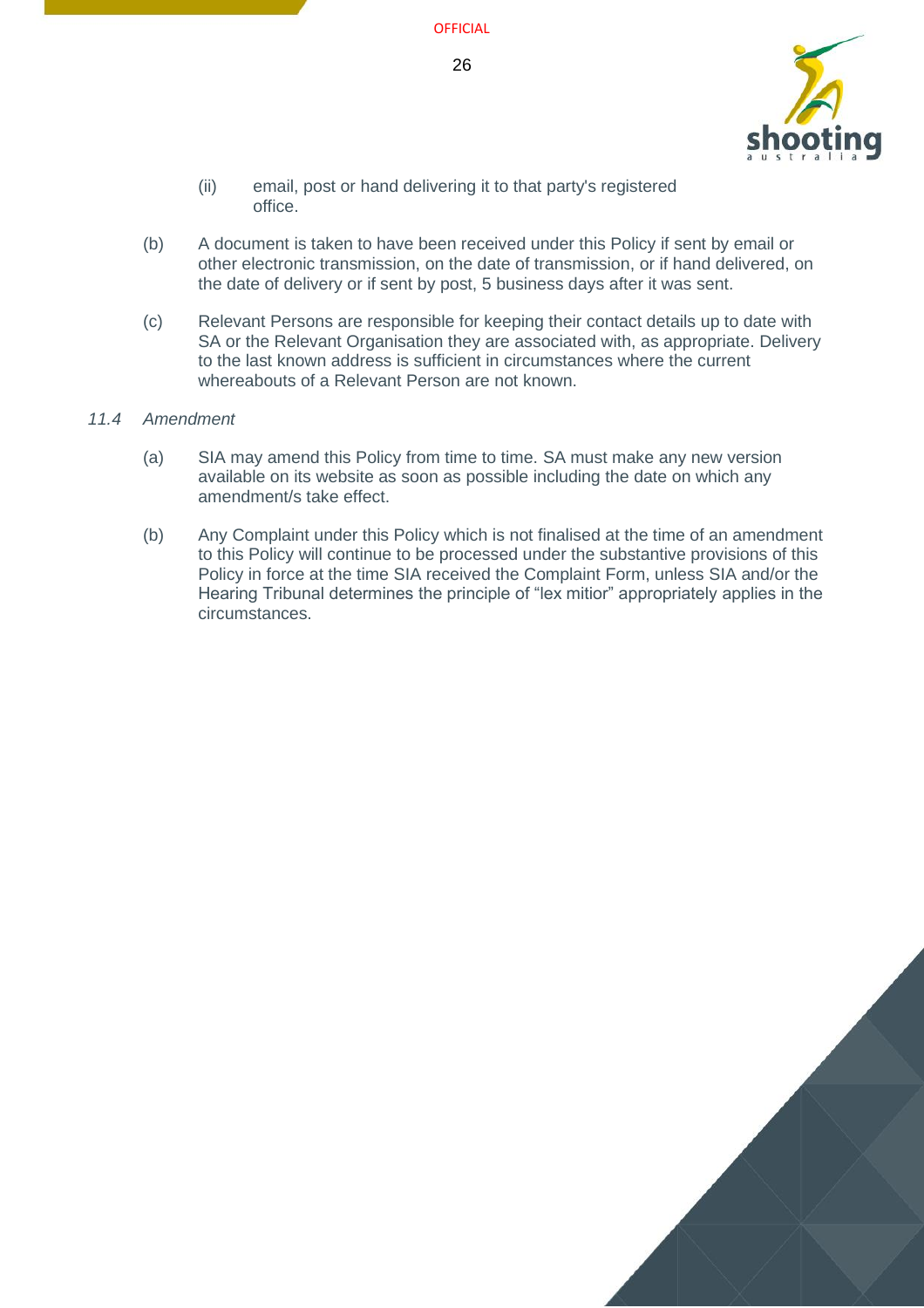(ii) email, post or hand delivering it to that party's registered office.

(b) A document is taken to have been received under this Policy if sent by email or other electronic transmission, on the date of transmission, or if hand delivered, on the date of delivery or if sent by post, 5 business days after it was sent.

(c) Relevant Persons are responsible for keeping their contact details up to date with SA or the Relevant Organisation they are associated with, as appropriate. Delivery to the last known address is sufficient in circumstances where the current whereabouts of a Relevant Person are not known.

*11.4 Amendment*

(a) SIA may amend this Policy from time to time. SA must make any new version available on its website as soon as possible including the date on which any amendment/s take effect.

(b) Any Complaint under this Policy which is not finalised at the time of an amendment to this Policy will continue to be processed under the substantive provisions of this Policy in force at the time SIA received the Complaint Form, unless SIA and/or the Hearing Tribunal determines the principle of "lex mitior" appropriately applies in the circumstances.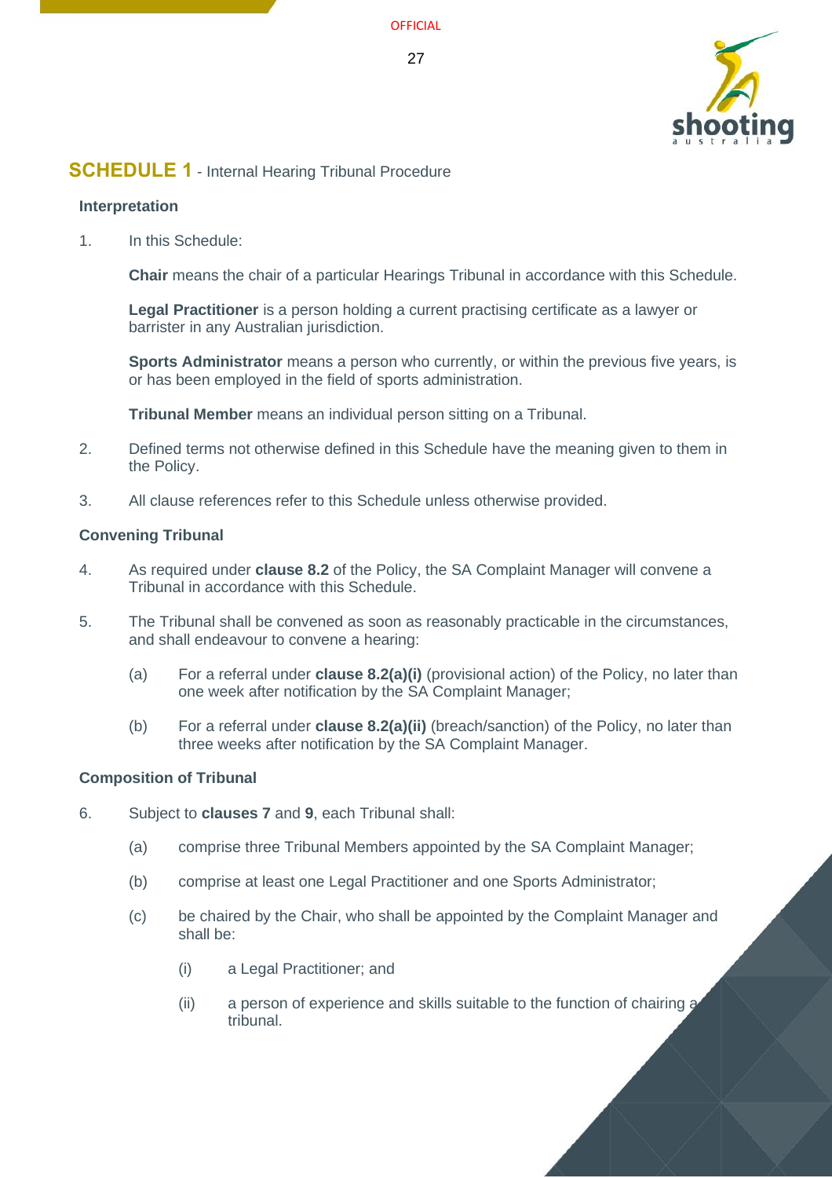## SCHEDULE 1 - Internal Hearing Tribunal Procedure

### Interpretation

1. In this Schedule:

   **Chair** means the chair of a particular Hearings Tribunal in accordance with this Schedule.

   **Legal Practitioner** is a person holding a current practising certificate as a lawyer or barrister in any Australian jurisdiction.

   **Sports Administrator** means a person who currently, or within the previous five years, is or has been employed in the field of sports administration.

   **Tribunal Member** means an individual person sitting on a Tribunal.

2. Defined terms not otherwise defined in this Schedule have the meaning given to them in the Policy.

3. All clause references refer to this Schedule unless otherwise provided.

### Convening Tribunal

4. As required under **clause 8.2** of the Policy, the SA Complaint Manager will convene a Tribunal in accordance with this Schedule.

5. The Tribunal shall be convened as soon as reasonably practicable in the circumstances, and shall endeavour to convene a hearing:

   (a) For a referral under **clause 8.2(a)(i)** (provisional action) of the Policy, no later than one week after notification by the SA Complaint Manager;

   (b) For a referral under **clause 8.2(a)(ii)** (breach/sanction) of the Policy, no later than three weeks after notification by the SA Complaint Manager.

### Composition of Tribunal

6. Subject to **clauses 7** and **9**, each Tribunal shall:

   (a) comprise three Tribunal Members appointed by the SA Complaint Manager;

   (b) comprise at least one Legal Practitioner and one Sports Administrator;

   (c) be chaired by the Chair, who shall be appointed by the Complaint Manager and shall be:

      (i) a Legal Practitioner; and

      (ii) a person of experience and skills suitable to the function of chairing a tribunal.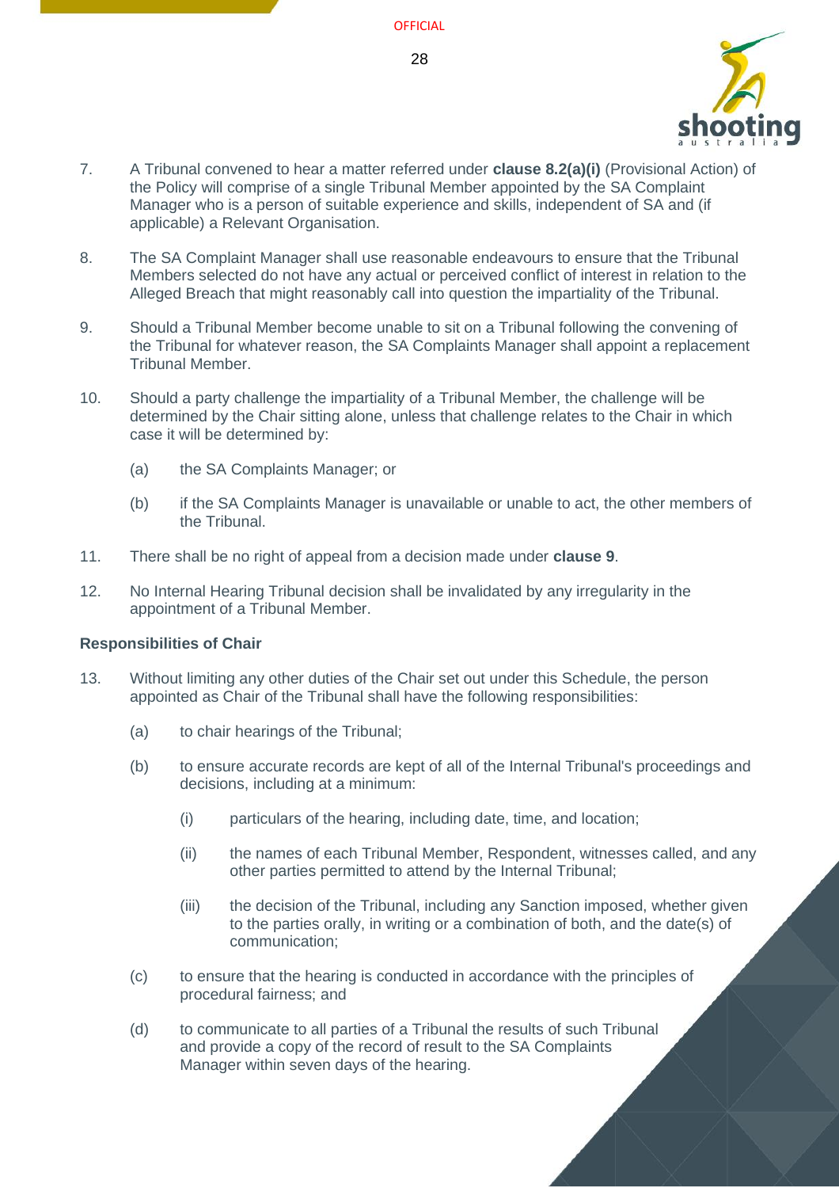7. A Tribunal convened to hear a matter referred under **clause 8.2(a)(i)** (Provisional Action) of the Policy will comprise of a single Tribunal Member appointed by the SA Complaint Manager who is a person of suitable experience and skills, independent of SA and (if applicable) a Relevant Organisation.

8. The SA Complaint Manager shall use reasonable endeavours to ensure that the Tribunal Members selected do not have any actual or perceived conflict of interest in relation to the Alleged Breach that might reasonably call into question the impartiality of the Tribunal.

9. Should a Tribunal Member become unable to sit on a Tribunal following the convening of the Tribunal for whatever reason, the SA Complaints Manager shall appoint a replacement Tribunal Member.

10. Should a party challenge the impartiality of a Tribunal Member, the challenge will be determined by the Chair sitting alone, unless that challenge relates to the Chair in which case it will be determined by:

    (a) the SA Complaints Manager; or

    (b) if the SA Complaints Manager is unavailable or unable to act, the other members of the Tribunal.

11. There shall be no right of appeal from a decision made under **clause 9**.

12. No Internal Hearing Tribunal decision shall be invalidated by any irregularity in the appointment of a Tribunal Member.

**Responsibilities of Chair**

13. Without limiting any other duties of the Chair set out under this Schedule, the person appointed as Chair of the Tribunal shall have the following responsibilities:

    (a) to chair hearings of the Tribunal;

    (b) to ensure accurate records are kept of all of the Internal Tribunal's proceedings and decisions, including at a minimum:

        (i) particulars of the hearing, including date, time, and location;

        (ii) the names of each Tribunal Member, Respondent, witnesses called, and any other parties permitted to attend by the Internal Tribunal;

        (iii) the decision of the Tribunal, including any Sanction imposed, whether given to the parties orally, in writing or a combination of both, and the date(s) of communication;

    (c) to ensure that the hearing is conducted in accordance with the principles of procedural fairness; and

    (d) to communicate to all parties of a Tribunal the results of such Tribunal and provide a copy of the record of result to the SA Complaints Manager within seven days of the hearing.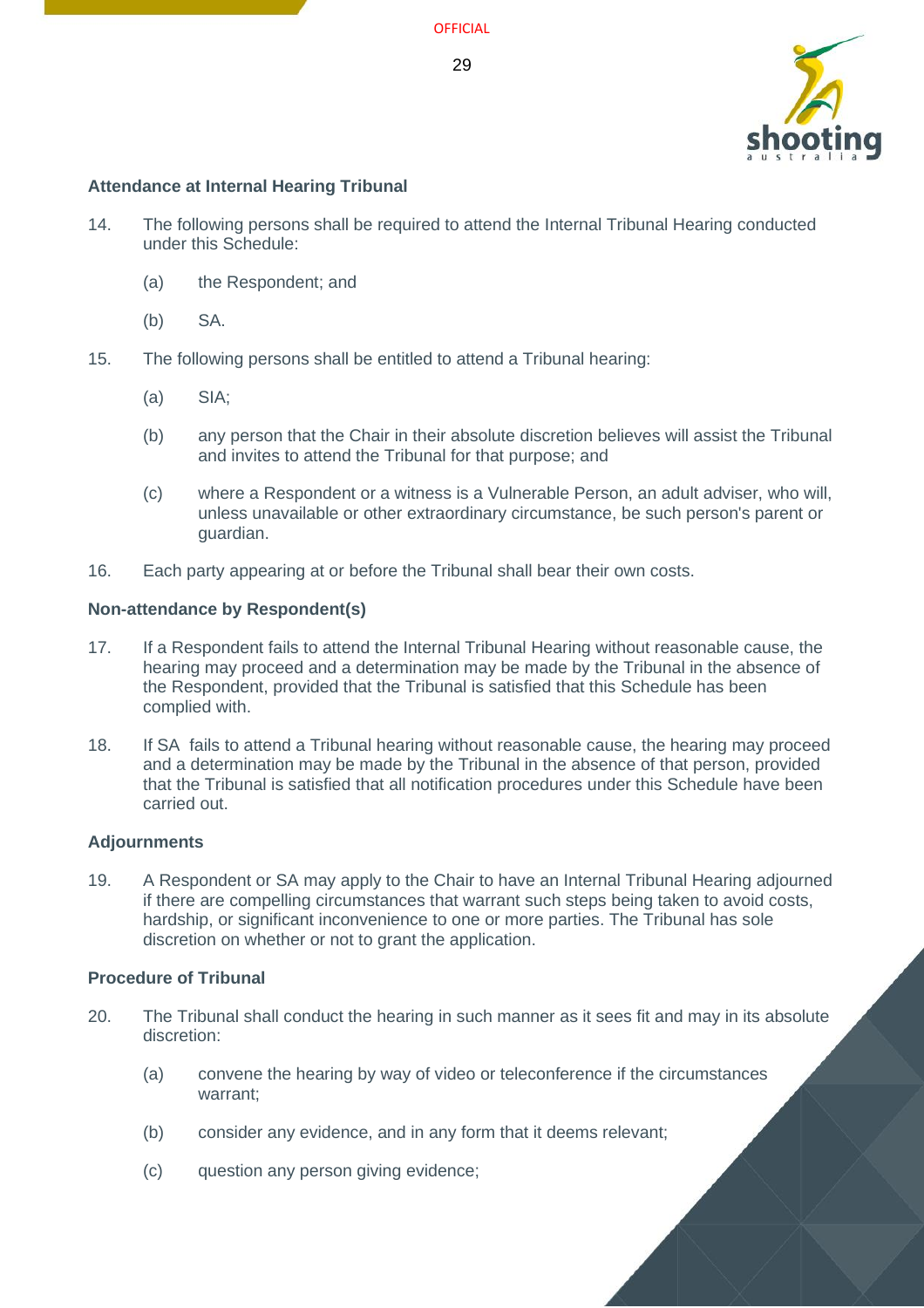**Attendance at Internal Hearing Tribunal**

14. The following persons shall be required to attend the Internal Tribunal Hearing conducted under this Schedule:

    (a) the Respondent; and

    (b) SA.

15. The following persons shall be entitled to attend a Tribunal hearing:

    (a) SIA;

    (b) any person that the Chair in their absolute discretion believes will assist the Tribunal and invites to attend the Tribunal for that purpose; and

    (c) where a Respondent or a witness is a Vulnerable Person, an adult adviser, who will, unless unavailable or other extraordinary circumstance, be such person's parent or guardian.

16. Each party appearing at or before the Tribunal shall bear their own costs.

**Non-attendance by Respondent(s)**

17. If a Respondent fails to attend the Internal Tribunal Hearing without reasonable cause, the hearing may proceed and a determination may be made by the Tribunal in the absence of the Respondent, provided that the Tribunal is satisfied that this Schedule has been complied with.

18. If SA fails to attend a Tribunal hearing without reasonable cause, the hearing may proceed and a determination may be made by the Tribunal in the absence of that person, provided that the Tribunal is satisfied that all notification procedures under this Schedule have been carried out.

**Adjournments**

19. A Respondent or SA may apply to the Chair to have an Internal Tribunal Hearing adjourned if there are compelling circumstances that warrant such steps being taken to avoid costs, hardship, or significant inconvenience to one or more parties. The Tribunal has sole discretion on whether or not to grant the application.

**Procedure of Tribunal**

20. The Tribunal shall conduct the hearing in such manner as it sees fit and may in its absolute discretion:

    (a) convene the hearing by way of video or teleconference if the circumstances warrant;

    (b) consider any evidence, and in any form that it deems relevant;

    (c) question any person giving evidence;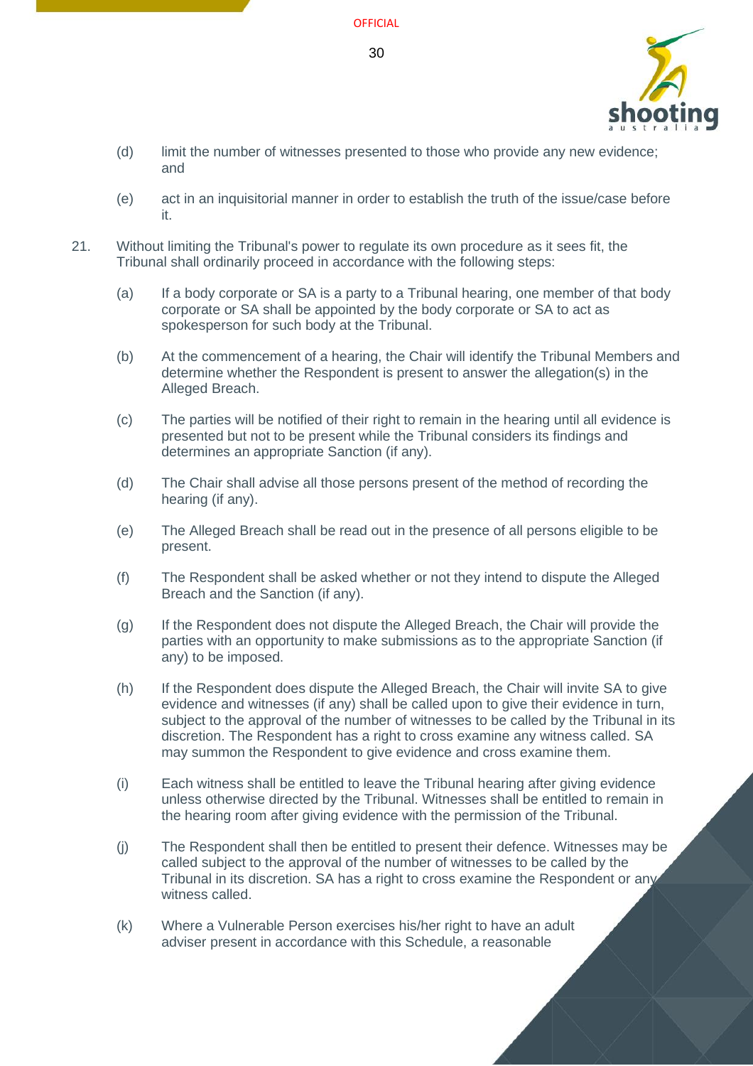(d) limit the number of witnesses presented to those who provide any new evidence; and

(e) act in an inquisitorial manner in order to establish the truth of the issue/case before it.

21. Without limiting the Tribunal's power to regulate its own procedure as it sees fit, the Tribunal shall ordinarily proceed in accordance with the following steps:

(a) If a body corporate or SA is a party to a Tribunal hearing, one member of that body corporate or SA shall be appointed by the body corporate or SA to act as spokesperson for such body at the Tribunal.

(b) At the commencement of a hearing, the Chair will identify the Tribunal Members and determine whether the Respondent is present to answer the allegation(s) in the Alleged Breach.

(c) The parties will be notified of their right to remain in the hearing until all evidence is presented but not to be present while the Tribunal considers its findings and determines an appropriate Sanction (if any).

(d) The Chair shall advise all those persons present of the method of recording the hearing (if any).

(e) The Alleged Breach shall be read out in the presence of all persons eligible to be present.

(f) The Respondent shall be asked whether or not they intend to dispute the Alleged Breach and the Sanction (if any).

(g) If the Respondent does not dispute the Alleged Breach, the Chair will provide the parties with an opportunity to make submissions as to the appropriate Sanction (if any) to be imposed.

(h) If the Respondent does dispute the Alleged Breach, the Chair will invite SA to give evidence and witnesses (if any) shall be called upon to give their evidence in turn, subject to the approval of the number of witnesses to be called by the Tribunal in its discretion. The Respondent has a right to cross examine any witness called. SA may summon the Respondent to give evidence and cross examine them.

(i) Each witness shall be entitled to leave the Tribunal hearing after giving evidence unless otherwise directed by the Tribunal. Witnesses shall be entitled to remain in the hearing room after giving evidence with the permission of the Tribunal.

(j) The Respondent shall then be entitled to present their defence. Witnesses may be called subject to the approval of the number of witnesses to be called by the Tribunal in its discretion. SA has a right to cross examine the Respondent or any witness called.

(k) Where a Vulnerable Person exercises his/her right to have an adult adviser present in accordance with this Schedule, a reasonable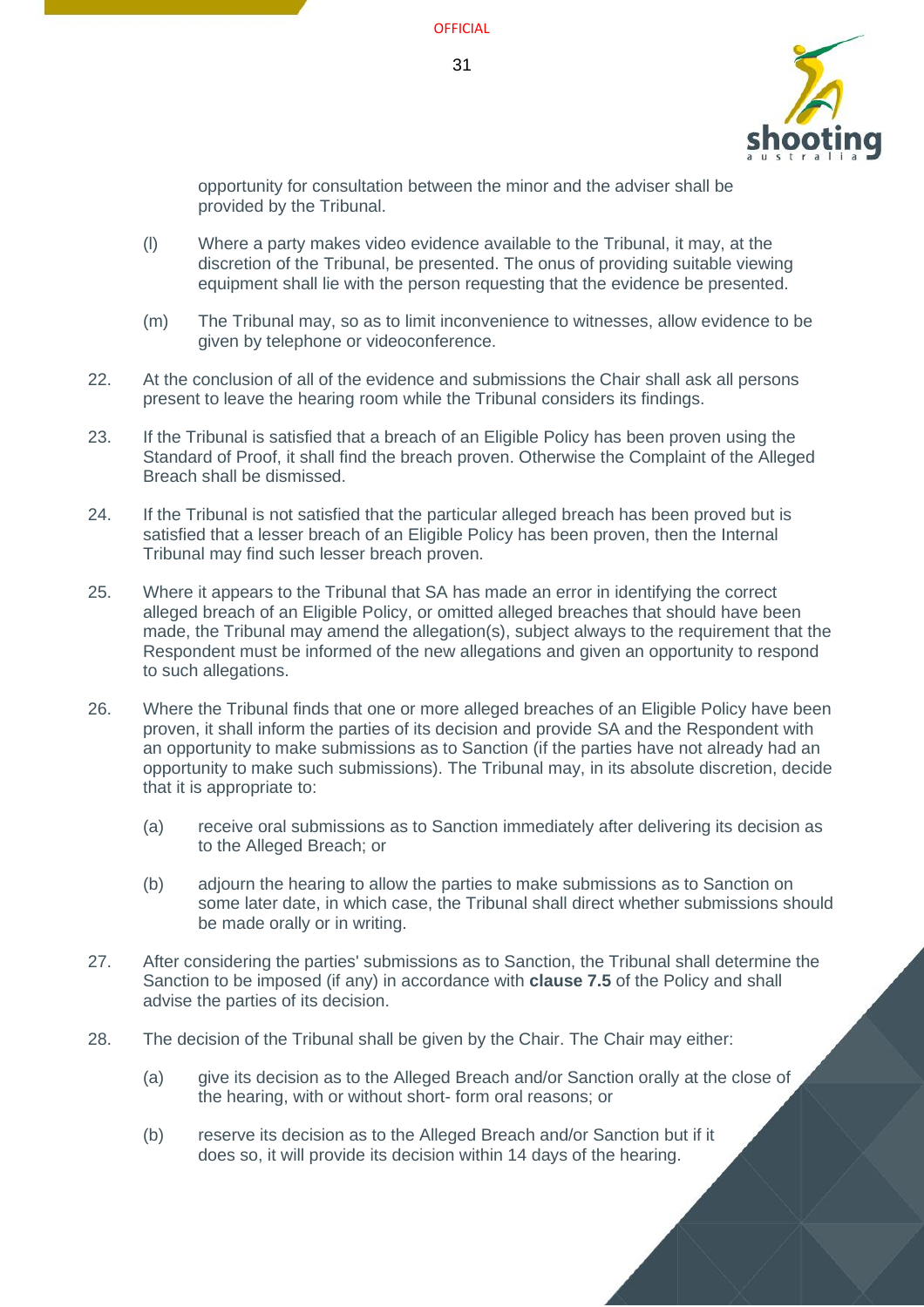opportunity for consultation between the minor and the adviser shall be provided by the Tribunal.

(l) Where a party makes video evidence available to the Tribunal, it may, at the discretion of the Tribunal, be presented. The onus of providing suitable viewing equipment shall lie with the person requesting that the evidence be presented.

(m) The Tribunal may, so as to limit inconvenience to witnesses, allow evidence to be given by telephone or videoconference.

22. At the conclusion of all of the evidence and submissions the Chair shall ask all persons present to leave the hearing room while the Tribunal considers its findings.

23. If the Tribunal is satisfied that a breach of an Eligible Policy has been proven using the Standard of Proof, it shall find the breach proven. Otherwise the Complaint of the Alleged Breach shall be dismissed.

24. If the Tribunal is not satisfied that the particular alleged breach has been proved but is satisfied that a lesser breach of an Eligible Policy has been proven, then the Internal Tribunal may find such lesser breach proven.

25. Where it appears to the Tribunal that SA has made an error in identifying the correct alleged breach of an Eligible Policy, or omitted alleged breaches that should have been made, the Tribunal may amend the allegation(s), subject always to the requirement that the Respondent must be informed of the new allegations and given an opportunity to respond to such allegations.

26. Where the Tribunal finds that one or more alleged breaches of an Eligible Policy have been proven, it shall inform the parties of its decision and provide SA and the Respondent with an opportunity to make submissions as to Sanction (if the parties have not already had an opportunity to make such submissions). The Tribunal may, in its absolute discretion, decide that it is appropriate to:

(a) receive oral submissions as to Sanction immediately after delivering its decision as to the Alleged Breach; or

(b) adjourn the hearing to allow the parties to make submissions as to Sanction on some later date, in which case, the Tribunal shall direct whether submissions should be made orally or in writing.

27. After considering the parties' submissions as to Sanction, the Tribunal shall determine the Sanction to be imposed (if any) in accordance with **clause 7.5** of the Policy and shall advise the parties of its decision.

28. The decision of the Tribunal shall be given by the Chair. The Chair may either:

(a) give its decision as to the Alleged Breach and/or Sanction orally at the close of the hearing, with or without short- form oral reasons; or

(b) reserve its decision as to the Alleged Breach and/or Sanction but if it does so, it will provide its decision within 14 days of the hearing.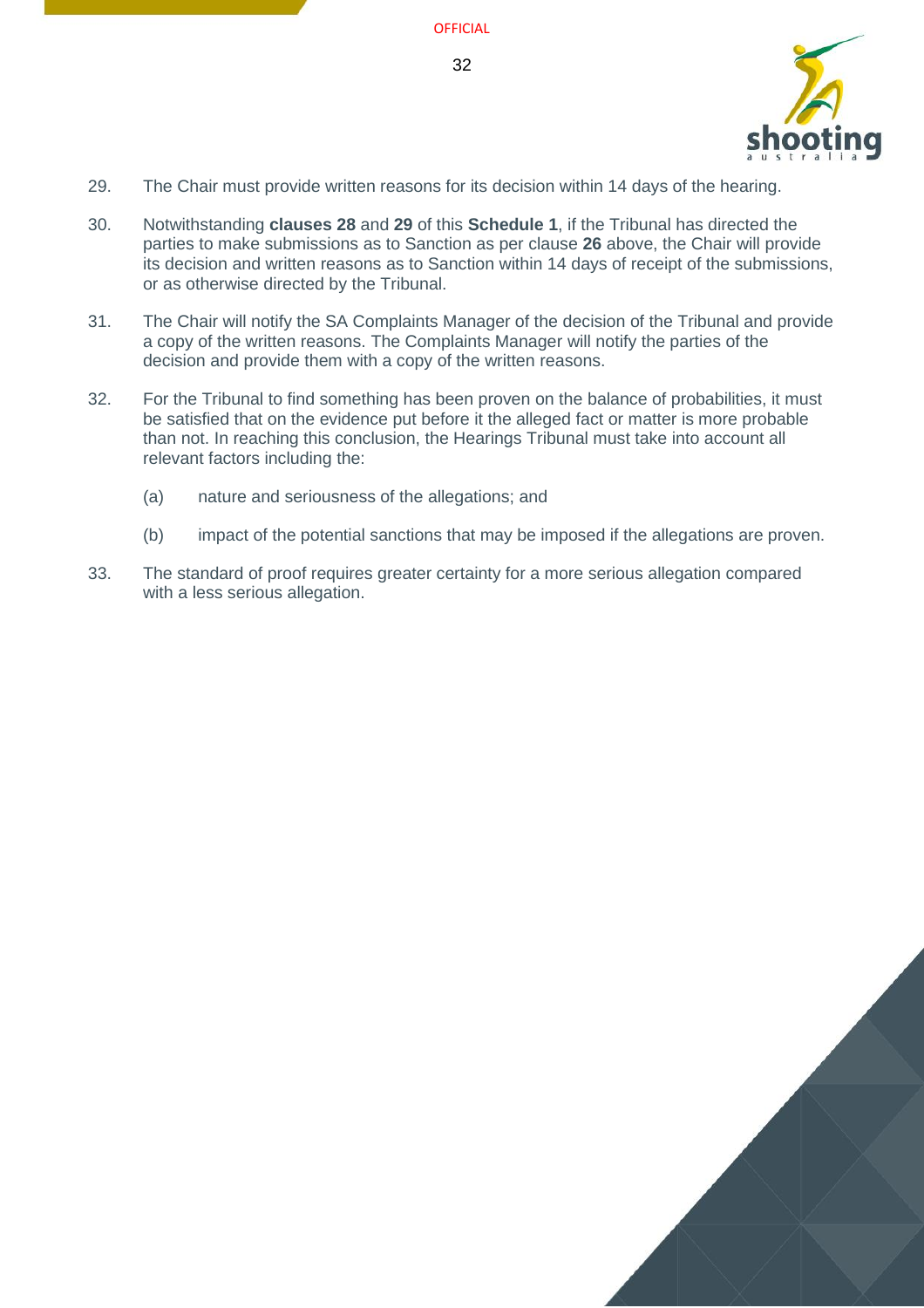29. The Chair must provide written reasons for its decision within 14 days of the hearing.

30. Notwithstanding **clauses 28** and **29** of this **Schedule 1**, if the Tribunal has directed the parties to make submissions as to Sanction as per clause **26** above, the Chair will provide its decision and written reasons as to Sanction within 14 days of receipt of the submissions, or as otherwise directed by the Tribunal.

31. The Chair will notify the SA Complaints Manager of the decision of the Tribunal and provide a copy of the written reasons. The Complaints Manager will notify the parties of the decision and provide them with a copy of the written reasons.

32. For the Tribunal to find something has been proven on the balance of probabilities, it must be satisfied that on the evidence put before it the alleged fact or matter is more probable than not. In reaching this conclusion, the Hearings Tribunal must take into account all relevant factors including the:

    (a) nature and seriousness of the allegations; and

    (b) impact of the potential sanctions that may be imposed if the allegations are proven.

33. The standard of proof requires greater certainty for a more serious allegation compared with a less serious allegation.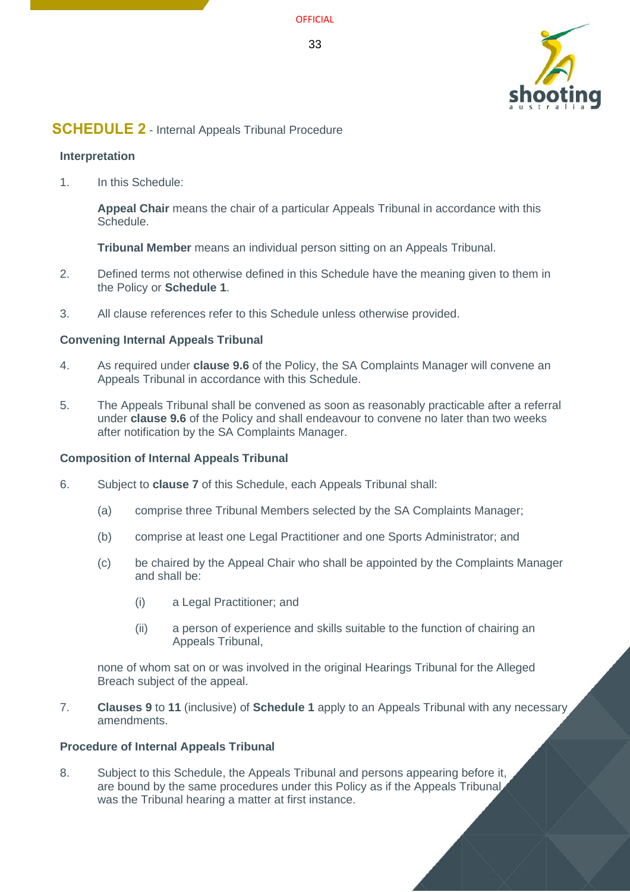## SCHEDULE 2 - Internal Appeals Tribunal Procedure

### Interpretation

1. In this Schedule:

   **Appeal Chair** means the chair of a particular Appeals Tribunal in accordance with this Schedule.

   **Tribunal Member** means an individual person sitting on an Appeals Tribunal.

2. Defined terms not otherwise defined in this Schedule have the meaning given to them in the Policy or **Schedule 1**.

3. All clause references refer to this Schedule unless otherwise provided.

### Convening Internal Appeals Tribunal

4. As required under **clause 9.6** of the Policy, the SA Complaints Manager will convene an Appeals Tribunal in accordance with this Schedule.

5. The Appeals Tribunal shall be convened as soon as reasonably practicable after a referral under **clause 9.6** of the Policy and shall endeavour to convene no later than two weeks after notification by the SA Complaints Manager.

### Composition of Internal Appeals Tribunal

6. Subject to **clause 7** of this Schedule, each Appeals Tribunal shall:

   (a) comprise three Tribunal Members selected by the SA Complaints Manager;

   (b) comprise at least one Legal Practitioner and one Sports Administrator; and

   (c) be chaired by the Appeal Chair who shall be appointed by the Complaints Manager and shall be:

      (i) a Legal Practitioner; and

      (ii) a person of experience and skills suitable to the function of chairing an Appeals Tribunal,

   none of whom sat on or was involved in the original Hearings Tribunal for the Alleged Breach subject of the appeal.

7. **Clauses 9** to **11** (inclusive) of **Schedule 1** apply to an Appeals Tribunal with any necessary amendments.

### Procedure of Internal Appeals Tribunal

8. Subject to this Schedule, the Appeals Tribunal and persons appearing before it, are bound by the same procedures under this Policy as if the Appeals Tribunal was the Tribunal hearing a matter at first instance.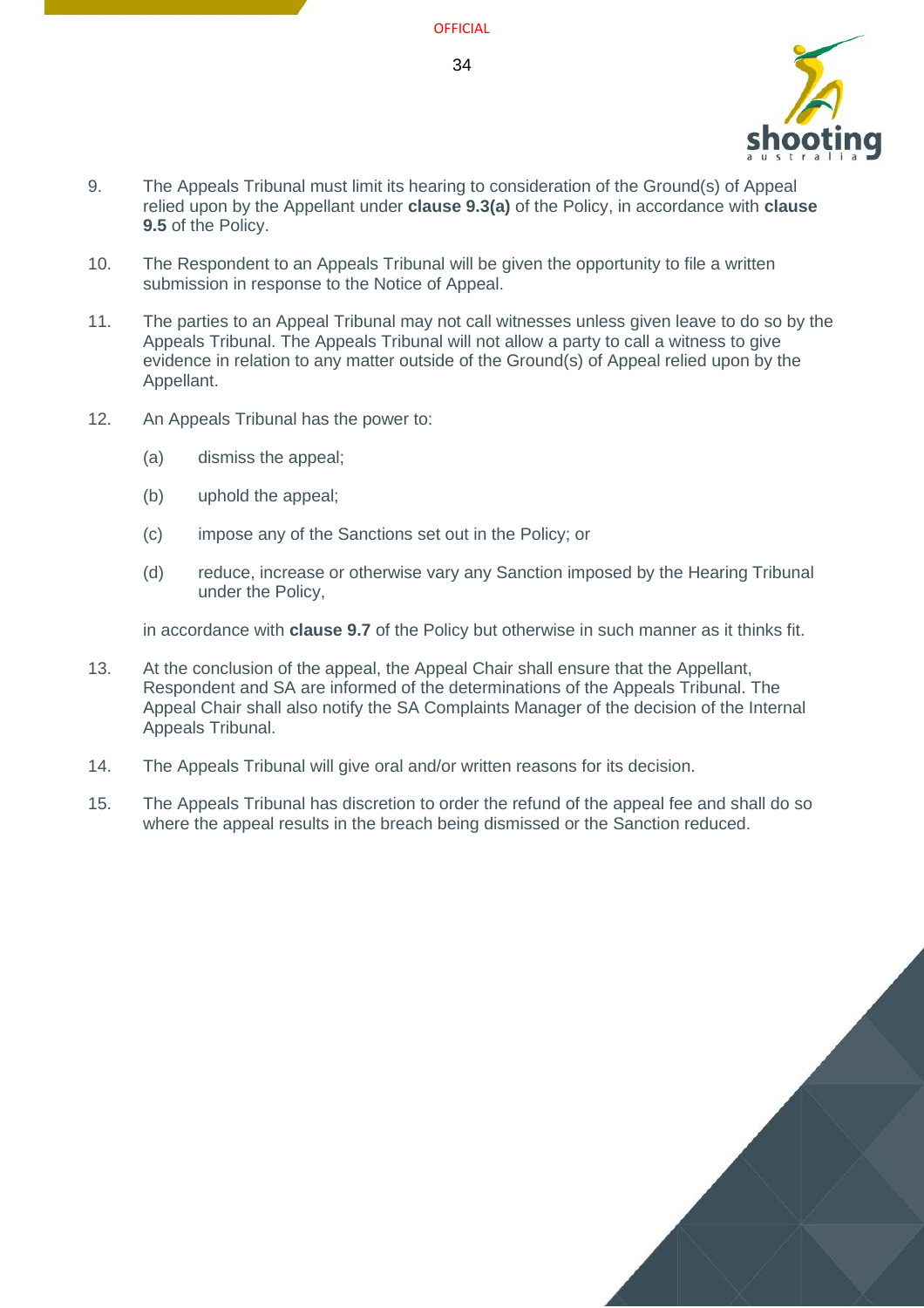9. The Appeals Tribunal must limit its hearing to consideration of the Ground(s) of Appeal relied upon by the Appellant under **clause 9.3(a)** of the Policy, in accordance with **clause 9.5** of the Policy.

10. The Respondent to an Appeals Tribunal will be given the opportunity to file a written submission in response to the Notice of Appeal.

11. The parties to an Appeal Tribunal may not call witnesses unless given leave to do so by the Appeals Tribunal. The Appeals Tribunal will not allow a party to call a witness to give evidence in relation to any matter outside of the Ground(s) of Appeal relied upon by the Appellant.

12. An Appeals Tribunal has the power to:

    (a) dismiss the appeal;

    (b) uphold the appeal;

    (c) impose any of the Sanctions set out in the Policy; or

    (d) reduce, increase or otherwise vary any Sanction imposed by the Hearing Tribunal under the Policy,

    in accordance with **clause 9.7** of the Policy but otherwise in such manner as it thinks fit.

13. At the conclusion of the appeal, the Appeal Chair shall ensure that the Appellant, Respondent and SA are informed of the determinations of the Appeals Tribunal. The Appeal Chair shall also notify the SA Complaints Manager of the decision of the Internal Appeals Tribunal.

14. The Appeals Tribunal will give oral and/or written reasons for its decision.

15. The Appeals Tribunal has discretion to order the refund of the appeal fee and shall do so where the appeal results in the breach being dismissed or the Sanction reduced.